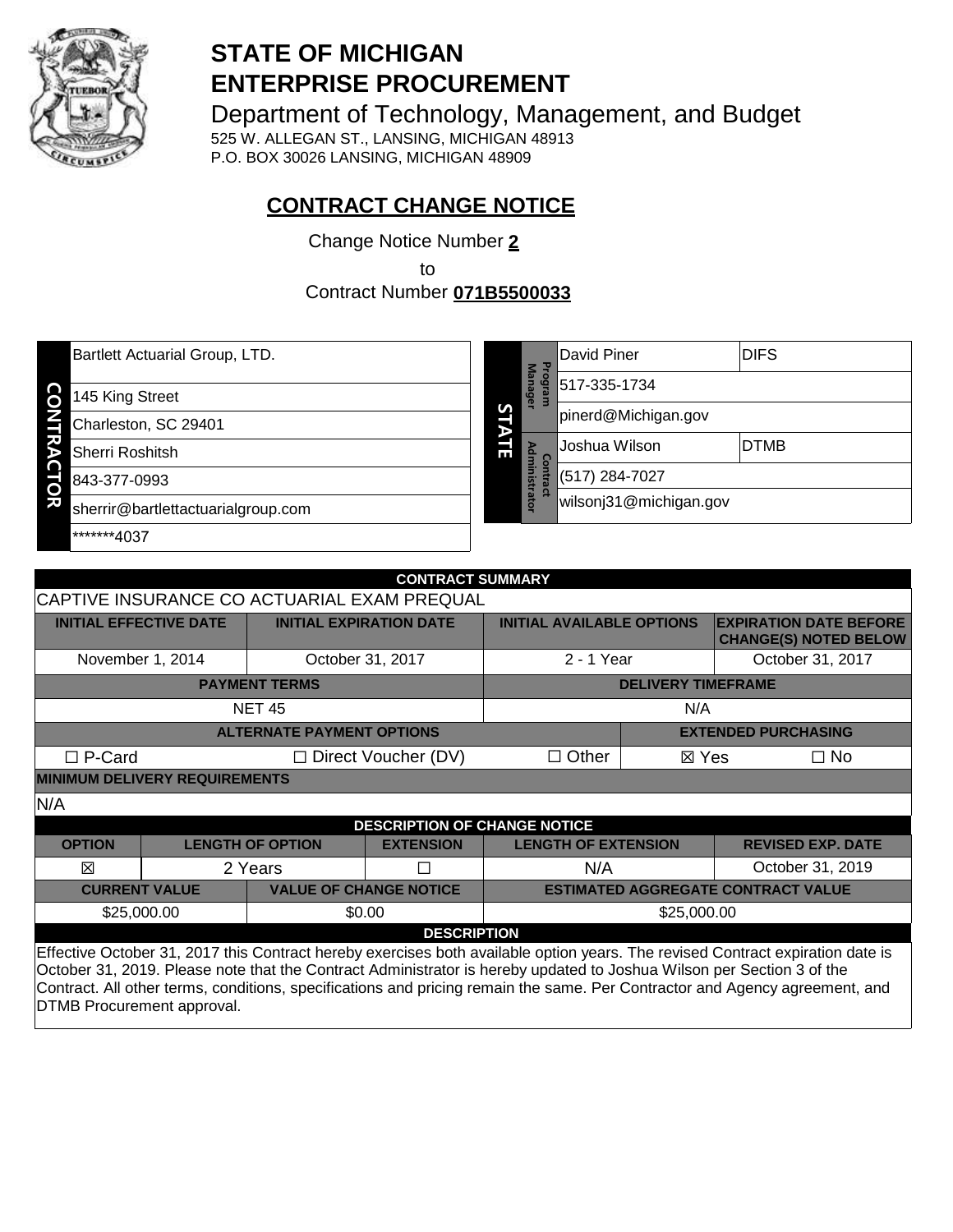# STATE OF MICHIGAN
# ENTERPRISE PROCUREMENT

Department of Technology, Management, and Budget
525 W. ALLEGAN ST., LANSING, MICHIGAN 48913
P.O. BOX 30026 LANSING, MICHIGAN 48909

## CONTRACT CHANGE NOTICE

Change Notice Number **2**
to
Contract Number **071B5500033**

| CONTRACTOR | |
|---|---|
| | Bartlett Actuarial Group, LTD. |
| | 145 King Street |
| | Charleston, SC 29401 |
| | Sherri Roshitsh |
| | 843-377-0993 |
| | sherrir@bartlettactuarialgroup.com |
| | *******4037 |

| STATE | | | |
|---|---|---|---|
| Program Manager | David Piner | DIFS |
| | 517-335-1734 | |
| | pinerd@Michigan.gov | |
| Contract Administrator | Joshua Wilson | DTMB |
| | (517) 284-7027 | |
| | wilsonj31@michigan.gov | |

| CONTRACT SUMMARY | | | |
|---|---|---|---|
| CAPTIVE INSURANCE CO ACTUARIAL EXAM PREQUAL | | | |
| **INITIAL EFFECTIVE DATE** | **INITIAL EXPIRATION DATE** | **INITIAL AVAILABLE OPTIONS** | **EXPIRATION DATE BEFORE CHANGE(S) NOTED BELOW** |
| November 1, 2014 | October 31, 2017 | 2 - 1 Year | October 31, 2017 |
| **PAYMENT TERMS** | | **DELIVERY TIMEFRAME** | |
| NET 45 | | N/A | |
| **ALTERNATE PAYMENT OPTIONS** | | | **EXTENDED PURCHASING** |
| ☐ P-Card | ☐ Direct Voucher (DV) | ☐ Other | ☒ Yes ☐ No |
| **MINIMUM DELIVERY REQUIREMENTS** | | | |
| N/A | | | |

| DESCRIPTION OF CHANGE NOTICE | | | | |
|---|---|---|---|---|
| **OPTION** | **LENGTH OF OPTION** | **EXTENSION** | **LENGTH OF EXTENSION** | **REVISED EXP. DATE** |
| ☒ | 2 Years | ☐ | N/A | October 31, 2019 |
| **CURRENT VALUE** | **VALUE OF CHANGE NOTICE** | **ESTIMATED AGGREGATE CONTRACT VALUE** | | |
| $25,000.00 | $0.00 | $25,000.00 | | |

**DESCRIPTION**

Effective October 31, 2017 this Contract hereby exercises both available option years. The revised Contract expiration date is October 31, 2019. Please note that the Contract Administrator is hereby updated to Joshua Wilson per Section 3 of the Contract. All other terms, conditions, specifications and pricing remain the same. Per Contractor and Agency agreement, and DTMB Procurement approval.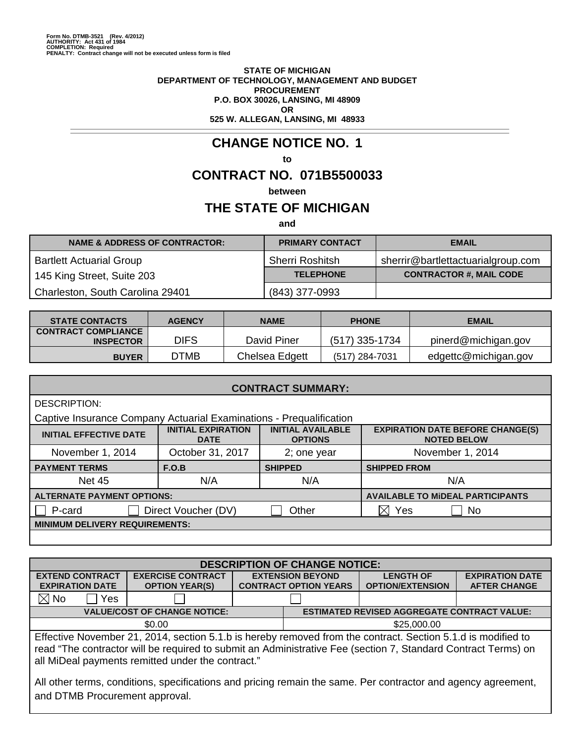Form No. DTMB-3521 (Rev. 4/2012)
AUTHORITY: Act 431 of 1984
COMPLETION: Required
PENALTY: Contract change will not be executed unless form is filed

**STATE OF MICHIGAN**
**DEPARTMENT OF TECHNOLOGY, MANAGEMENT AND BUDGET**
**PROCUREMENT**
**P.O. BOX 30026, LANSING, MI 48909**
**OR**
**525 W. ALLEGAN, LANSING, MI 48933**

# CHANGE NOTICE NO. 1

**to**

# CONTRACT NO. 071B5500033

**between**

# THE STATE OF MICHIGAN

**and**

| NAME & ADDRESS OF CONTRACTOR: | PRIMARY CONTACT | EMAIL |
|---|---|---|
| Bartlett Actuarial Group | Sherri Roshitsh | sherrir@bartlettactuarialgroup.com |
| 145 King Street, Suite 203 | **TELEPHONE** | **CONTRACTOR #, MAIL CODE** |
| Charleston, South Carolina 29401 | (843) 377-0993 | |

| STATE CONTACTS | AGENCY | NAME | PHONE | EMAIL |
|---|---|---|---|---|
| CONTRACT COMPLIANCE INSPECTOR | DIFS | David Piner | (517) 335-1734 | pinerd@michigan.gov |
| BUYER | DTMB | Chelsea Edgett | (517) 284-7031 | edgettc@michigan.gov |

| CONTRACT SUMMARY: | | | |
|---|---|---|---|
| DESCRIPTION: Captive Insurance Company Actuarial Examinations - Prequalification | | | |
| **INITIAL EFFECTIVE DATE** | **INITIAL EXPIRATION DATE** | **INITIAL AVAILABLE OPTIONS** | **EXPIRATION DATE BEFORE CHANGE(S) NOTED BELOW** |
| November 1, 2014 | October 31, 2017 | 2; one year | November 1, 2014 |
| **PAYMENT TERMS** | **F.O.B** | **SHIPPED** | **SHIPPED FROM** |
| Net 45 | N/A | N/A | N/A |
| **ALTERNATE PAYMENT OPTIONS:** | | | **AVAILABLE TO MiDEAL PARTICIPANTS** |
| ☐ P-card | ☐ Direct Voucher (DV) | ☐ Other | ☒ Yes ☐ No |
| **MINIMUM DELIVERY REQUIREMENTS:** | | | |
| | | | |

| DESCRIPTION OF CHANGE NOTICE: | | | | |
|---|---|---|---|---|
| **EXTEND CONTRACT EXPIRATION DATE** | **EXERCISE CONTRACT OPTION YEAR(S)** | **EXTENSION BEYOND CONTRACT OPTION YEARS** | **LENGTH OF OPTION/EXTENSION** | **EXPIRATION DATE AFTER CHANGE** |
| ☒ No ☐ Yes | ☐ | ☐ | | |
| **VALUE/COST OF CHANGE NOTICE:** | | **ESTIMATED REVISED AGGREGATE CONTRACT VALUE:** | | |
| $0.00 | | $25,000.00 | | |

Effective November 21, 2014, section 5.1.b is hereby removed from the contract. Section 5.1.d is modified to read "The contractor will be required to submit an Administrative Fee (section 7, Standard Contract Terms) on all MiDeal payments remitted under the contract."

All other terms, conditions, specifications and pricing remain the same. Per contractor and agency agreement, and DTMB Procurement approval.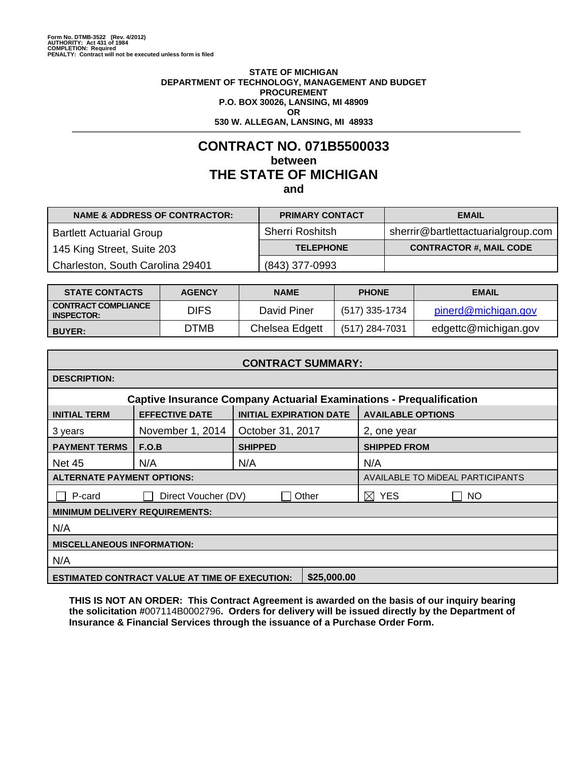Form No. DTMB-3522 (Rev. 4/2012)
AUTHORITY: Act 431 of 1984
COMPLETION: Required
PENALTY: Contract will not be executed unless form is filed

**STATE OF MICHIGAN**
**DEPARTMENT OF TECHNOLOGY, MANAGEMENT AND BUDGET**
**PROCUREMENT**
**P.O. BOX 30026, LANSING, MI 48909**
**OR**
**530 W. ALLEGAN, LANSING, MI 48933**

# CONTRACT NO. 071B5500033
**between**
## THE STATE OF MICHIGAN
**and**

| NAME & ADDRESS OF CONTRACTOR: | PRIMARY CONTACT | EMAIL |
|---|---|---|
| Bartlett Actuarial Group | Sherri Roshitsh | sherrir@bartlettactuarialgroup.com |
| 145 King Street, Suite 203 | **TELEPHONE** | **CONTRACTOR #, MAIL CODE** |
| Charleston, South Carolina 29401 | (843) 377-0993 | |

| STATE CONTACTS | AGENCY | NAME | PHONE | EMAIL |
|---|---|---|---|---|
| CONTRACT COMPLIANCE INSPECTOR: | DIFS | David Piner | (517) 335-1734 | pinerd@michigan.gov |
| BUYER: | DTMB | Chelsea Edgett | (517) 284-7031 | edgettc@michigan.gov |

| CONTRACT SUMMARY: | | | |
|---|---|---|---|
| **DESCRIPTION:** | | | |
| **Captive Insurance Company Actuarial Examinations - Prequalification** | | | |
| **INITIAL TERM** | **EFFECTIVE DATE** | **INITIAL EXPIRATION DATE** | **AVAILABLE OPTIONS** |
| 3 years | November 1, 2014 | October 31, 2017 | 2, one year |
| **PAYMENT TERMS** | **F.O.B** | **SHIPPED** | **SHIPPED FROM** |
| Net 45 | N/A | N/A | N/A |
| **ALTERNATE PAYMENT OPTIONS:** | | | AVAILABLE TO MiDEAL PARTICIPANTS |
| ☐ P-card | ☐ Direct Voucher (DV) | ☐ Other | ☒ YES ☐ NO |
| **MINIMUM DELIVERY REQUIREMENTS:** | | | |
| N/A | | | |
| **MISCELLANEOUS INFORMATION:** | | | |
| N/A | | | |
| **ESTIMATED CONTRACT VALUE AT TIME OF EXECUTION:** | | | **$25,000.00** |

**THIS IS NOT AN ORDER: This Contract Agreement is awarded on the basis of our inquiry bearing the solicitation #**007114B0002796**. Orders for delivery will be issued directly by the Department of Insurance & Financial Services through the issuance of a Purchase Order Form.**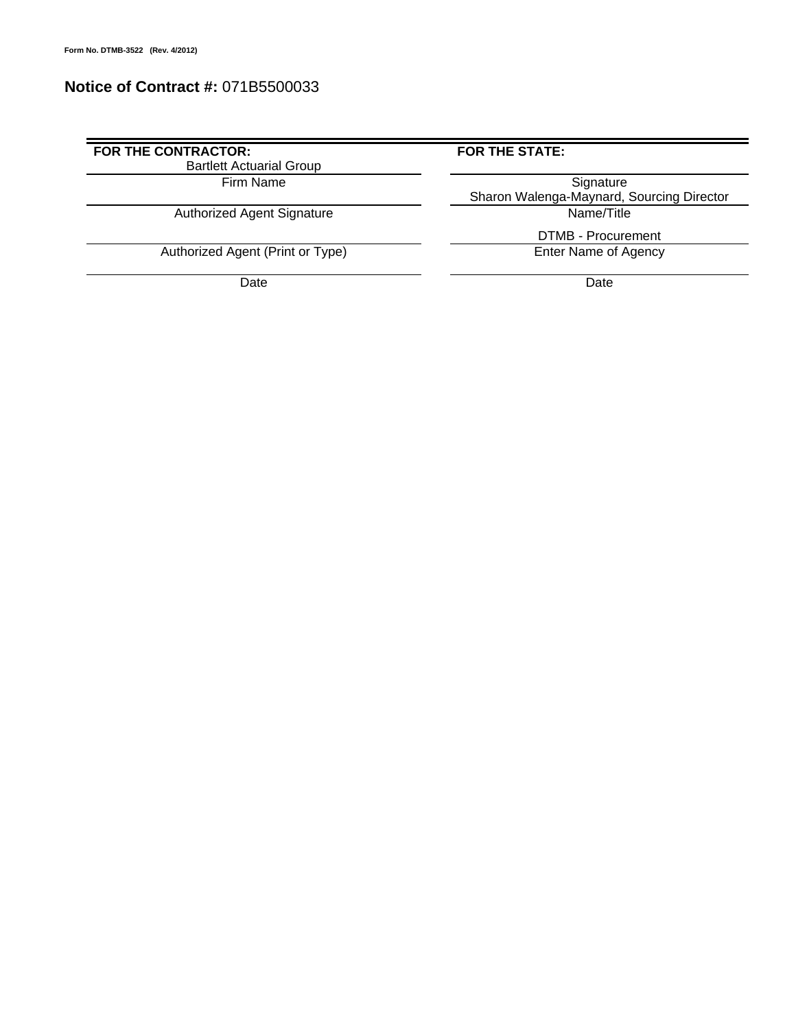Form No. DTMB-3522 (Rev. 4/2012)

# **Notice of Contract #:** 071B5500033

| **FOR THE CONTRACTOR:** | **FOR THE STATE:** |
|---|---|
| Bartlett Actuarial Group | |
| Firm Name | Signature |
| | Sharon Walenga-Maynard, Sourcing Director |
| Authorized Agent Signature | Name/Title |
| | DTMB - Procurement |
| Authorized Agent (Print or Type) | Enter Name of Agency |
| | |
| Date | Date |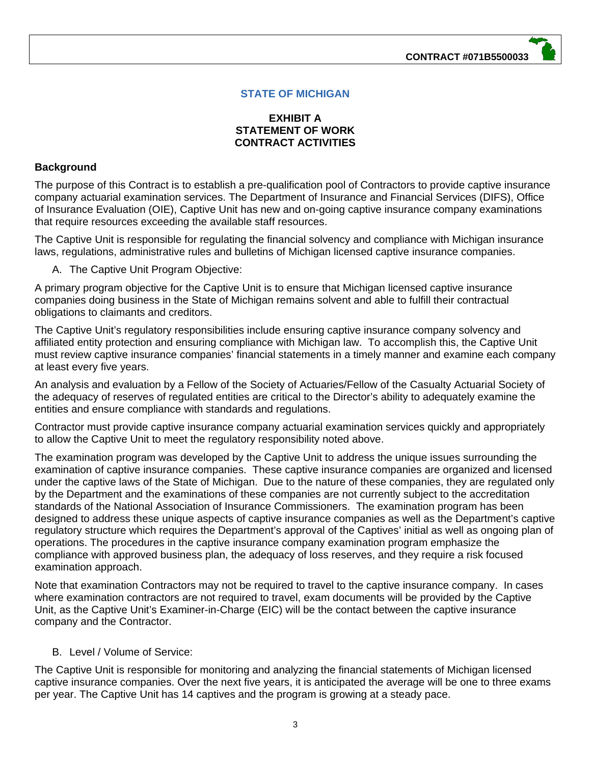**CONTRACT #071B5500033**

## STATE OF MICHIGAN

### EXHIBIT A
### STATEMENT OF WORK
### CONTRACT ACTIVITIES

**Background**

The purpose of this Contract is to establish a pre-qualification pool of Contractors to provide captive insurance company actuarial examination services. The Department of Insurance and Financial Services (DIFS), Office of Insurance Evaluation (OIE), Captive Unit has new and on-going captive insurance company examinations that require resources exceeding the available staff resources.

The Captive Unit is responsible for regulating the financial solvency and compliance with Michigan insurance laws, regulations, administrative rules and bulletins of Michigan licensed captive insurance companies.

A. The Captive Unit Program Objective:

A primary program objective for the Captive Unit is to ensure that Michigan licensed captive insurance companies doing business in the State of Michigan remains solvent and able to fulfill their contractual obligations to claimants and creditors.

The Captive Unit's regulatory responsibilities include ensuring captive insurance company solvency and affiliated entity protection and ensuring compliance with Michigan law. To accomplish this, the Captive Unit must review captive insurance companies' financial statements in a timely manner and examine each company at least every five years.

An analysis and evaluation by a Fellow of the Society of Actuaries/Fellow of the Casualty Actuarial Society of the adequacy of reserves of regulated entities are critical to the Director's ability to adequately examine the entities and ensure compliance with standards and regulations.

Contractor must provide captive insurance company actuarial examination services quickly and appropriately to allow the Captive Unit to meet the regulatory responsibility noted above.

The examination program was developed by the Captive Unit to address the unique issues surrounding the examination of captive insurance companies. These captive insurance companies are organized and licensed under the captive laws of the State of Michigan. Due to the nature of these companies, they are regulated only by the Department and the examinations of these companies are not currently subject to the accreditation standards of the National Association of Insurance Commissioners. The examination program has been designed to address these unique aspects of captive insurance companies as well as the Department's captive regulatory structure which requires the Department's approval of the Captives' initial as well as ongoing plan of operations. The procedures in the captive insurance company examination program emphasize the compliance with approved business plan, the adequacy of loss reserves, and they require a risk focused examination approach.

Note that examination Contractors may not be required to travel to the captive insurance company. In cases where examination contractors are not required to travel, exam documents will be provided by the Captive Unit, as the Captive Unit's Examiner-in-Charge (EIC) will be the contact between the captive insurance company and the Contractor.

B. Level / Volume of Service:

The Captive Unit is responsible for monitoring and analyzing the financial statements of Michigan licensed captive insurance companies. Over the next five years, it is anticipated the average will be one to three exams per year. The Captive Unit has 14 captives and the program is growing at a steady pace.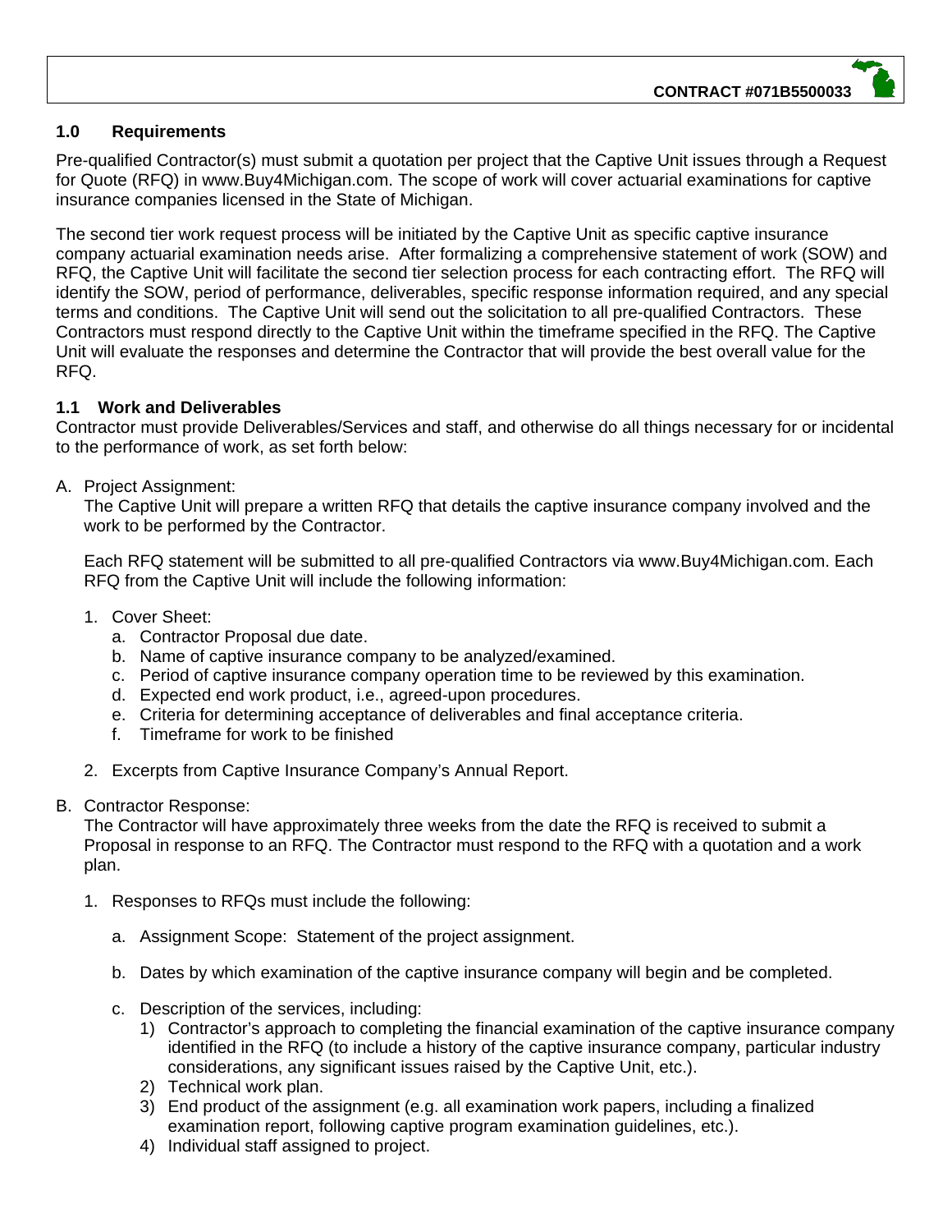## 1.0 Requirements

Pre-qualified Contractor(s) must submit a quotation per project that the Captive Unit issues through a Request for Quote (RFQ) in www.Buy4Michigan.com. The scope of work will cover actuarial examinations for captive insurance companies licensed in the State of Michigan.

The second tier work request process will be initiated by the Captive Unit as specific captive insurance company actuarial examination needs arise. After formalizing a comprehensive statement of work (SOW) and RFQ, the Captive Unit will facilitate the second tier selection process for each contracting effort. The RFQ will identify the SOW, period of performance, deliverables, specific response information required, and any special terms and conditions. The Captive Unit will send out the solicitation to all pre-qualified Contractors. These Contractors must respond directly to the Captive Unit within the timeframe specified in the RFQ. The Captive Unit will evaluate the responses and determine the Contractor that will provide the best overall value for the RFQ.

### 1.1 Work and Deliverables

Contractor must provide Deliverables/Services and staff, and otherwise do all things necessary for or incidental to the performance of work, as set forth below:

A. Project Assignment:
   The Captive Unit will prepare a written RFQ that details the captive insurance company involved and the work to be performed by the Contractor.

   Each RFQ statement will be submitted to all pre-qualified Contractors via www.Buy4Michigan.com. Each RFQ from the Captive Unit will include the following information:

   1. Cover Sheet:
      a. Contractor Proposal due date.
      b. Name of captive insurance company to be analyzed/examined.
      c. Period of captive insurance company operation time to be reviewed by this examination.
      d. Expected end work product, i.e., agreed-upon procedures.
      e. Criteria for determining acceptance of deliverables and final acceptance criteria.
      f. Timeframe for work to be finished

   2. Excerpts from Captive Insurance Company's Annual Report.

B. Contractor Response:
   The Contractor will have approximately three weeks from the date the RFQ is received to submit a Proposal in response to an RFQ. The Contractor must respond to the RFQ with a quotation and a work plan.

   1. Responses to RFQs must include the following:

      a. Assignment Scope: Statement of the project assignment.

      b. Dates by which examination of the captive insurance company will begin and be completed.

      c. Description of the services, including:
         1) Contractor's approach to completing the financial examination of the captive insurance company identified in the RFQ (to include a history of the captive insurance company, particular industry considerations, any significant issues raised by the Captive Unit, etc.).
         2) Technical work plan.
         3) End product of the assignment (e.g. all examination work papers, including a finalized examination report, following captive program examination guidelines, etc.).
         4) Individual staff assigned to project.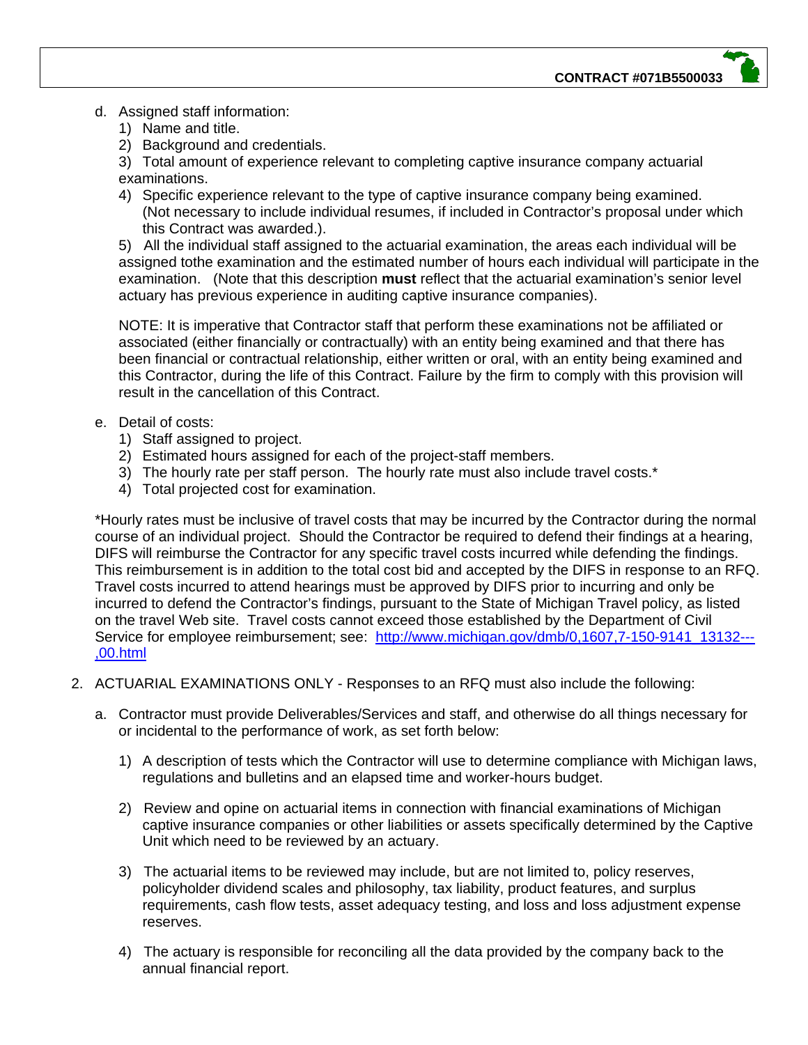d. Assigned staff information:
   1) Name and title.
   2) Background and credentials.
   3) Total amount of experience relevant to completing captive insurance company actuarial examinations.
   4) Specific experience relevant to the type of captive insurance company being examined. (Not necessary to include individual resumes, if included in Contractor's proposal under which this Contract was awarded.).
   5) All the individual staff assigned to the actuarial examination, the areas each individual will be assigned tothe examination and the estimated number of hours each individual will participate in the examination. (Note that this description **must** reflect that the actuarial examination's senior level actuary has previous experience in auditing captive insurance companies).

   NOTE: It is imperative that Contractor staff that perform these examinations not be affiliated or associated (either financially or contractually) with an entity being examined and that there has been financial or contractual relationship, either written or oral, with an entity being examined and this Contractor, during the life of this Contract. Failure by the firm to comply with this provision will result in the cancellation of this Contract.

e. Detail of costs:
   1) Staff assigned to project.
   2) Estimated hours assigned for each of the project-staff members.
   3) The hourly rate per staff person. The hourly rate must also include travel costs.*
   4) Total projected cost for examination.

*Hourly rates must be inclusive of travel costs that may be incurred by the Contractor during the normal course of an individual project. Should the Contractor be required to defend their findings at a hearing, DIFS will reimburse the Contractor for any specific travel costs incurred while defending the findings. This reimbursement is in addition to the total cost bid and accepted by the DIFS in response to an RFQ. Travel costs incurred to attend hearings must be approved by DIFS prior to incurring and only be incurred to defend the Contractor's findings, pursuant to the State of Michigan Travel policy, as listed on the travel Web site. Travel costs cannot exceed those established by the Department of Civil Service for employee reimbursement; see: [http://www.michigan.gov/dmb/0,1607,7-150-9141_13132---,00.html](http://www.michigan.gov/dmb/0,1607,7-150-9141_13132---,00.html)

2. ACTUARIAL EXAMINATIONS ONLY - Responses to an RFQ must also include the following:

   a. Contractor must provide Deliverables/Services and staff, and otherwise do all things necessary for or incidental to the performance of work, as set forth below:

      1) A description of tests which the Contractor will use to determine compliance with Michigan laws, regulations and bulletins and an elapsed time and worker-hours budget.

      2) Review and opine on actuarial items in connection with financial examinations of Michigan captive insurance companies or other liabilities or assets specifically determined by the Captive Unit which need to be reviewed by an actuary.

      3) The actuarial items to be reviewed may include, but are not limited to, policy reserves, policyholder dividend scales and philosophy, tax liability, product features, and surplus requirements, cash flow tests, asset adequacy testing, and loss and loss adjustment expense reserves.

      4) The actuary is responsible for reconciling all the data provided by the company back to the annual financial report.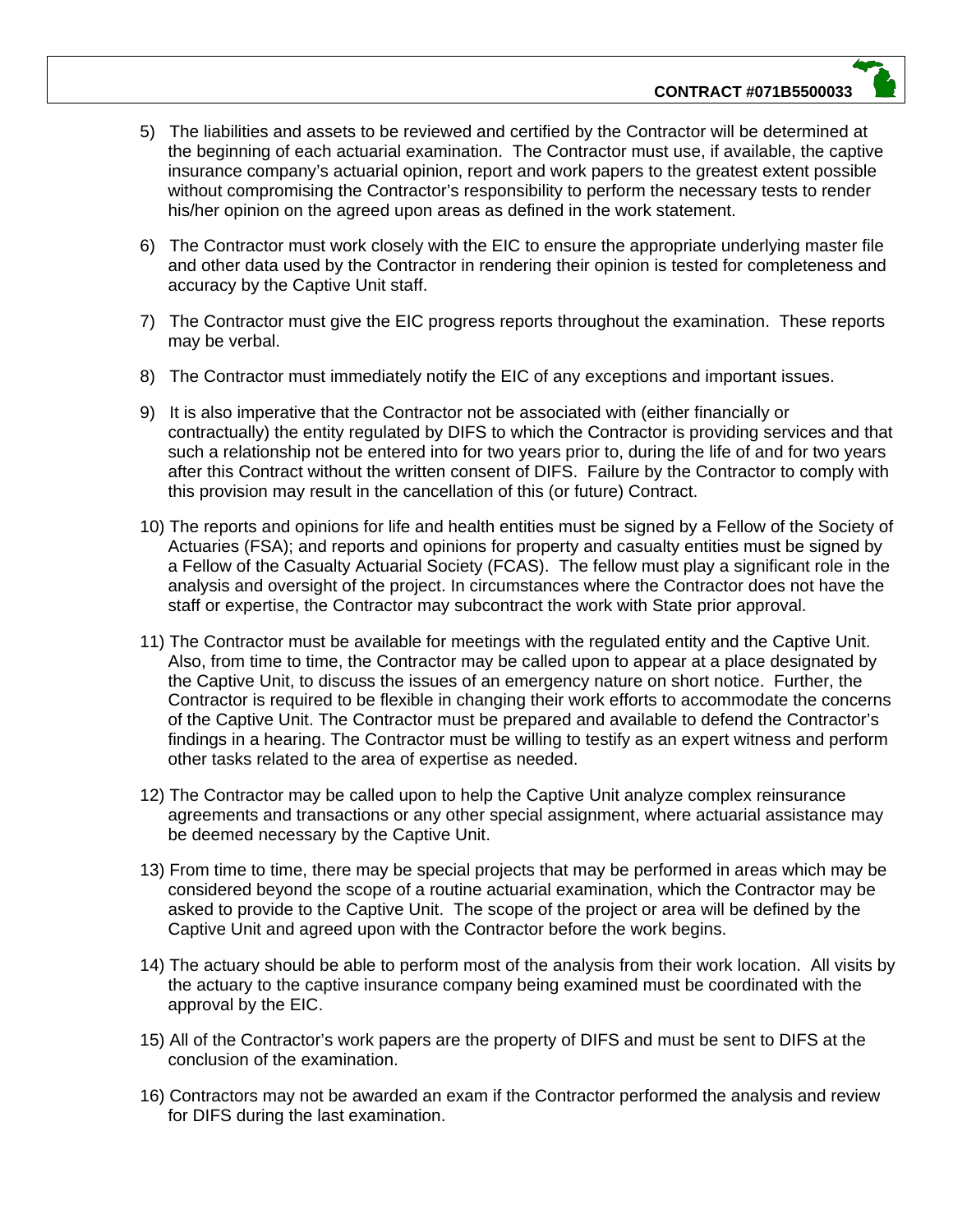5) The liabilities and assets to be reviewed and certified by the Contractor will be determined at the beginning of each actuarial examination. The Contractor must use, if available, the captive insurance company's actuarial opinion, report and work papers to the greatest extent possible without compromising the Contractor's responsibility to perform the necessary tests to render his/her opinion on the agreed upon areas as defined in the work statement.

6) The Contractor must work closely with the EIC to ensure the appropriate underlying master file and other data used by the Contractor in rendering their opinion is tested for completeness and accuracy by the Captive Unit staff.

7) The Contractor must give the EIC progress reports throughout the examination. These reports may be verbal.

8) The Contractor must immediately notify the EIC of any exceptions and important issues.

9) It is also imperative that the Contractor not be associated with (either financially or contractually) the entity regulated by DIFS to which the Contractor is providing services and that such a relationship not be entered into for two years prior to, during the life of and for two years after this Contract without the written consent of DIFS. Failure by the Contractor to comply with this provision may result in the cancellation of this (or future) Contract.

10) The reports and opinions for life and health entities must be signed by a Fellow of the Society of Actuaries (FSA); and reports and opinions for property and casualty entities must be signed by a Fellow of the Casualty Actuarial Society (FCAS). The fellow must play a significant role in the analysis and oversight of the project. In circumstances where the Contractor does not have the staff or expertise, the Contractor may subcontract the work with State prior approval.

11) The Contractor must be available for meetings with the regulated entity and the Captive Unit. Also, from time to time, the Contractor may be called upon to appear at a place designated by the Captive Unit, to discuss the issues of an emergency nature on short notice. Further, the Contractor is required to be flexible in changing their work efforts to accommodate the concerns of the Captive Unit. The Contractor must be prepared and available to defend the Contractor's findings in a hearing. The Contractor must be willing to testify as an expert witness and perform other tasks related to the area of expertise as needed.

12) The Contractor may be called upon to help the Captive Unit analyze complex reinsurance agreements and transactions or any other special assignment, where actuarial assistance may be deemed necessary by the Captive Unit.

13) From time to time, there may be special projects that may be performed in areas which may be considered beyond the scope of a routine actuarial examination, which the Contractor may be asked to provide to the Captive Unit. The scope of the project or area will be defined by the Captive Unit and agreed upon with the Contractor before the work begins.

14) The actuary should be able to perform most of the analysis from their work location. All visits by the actuary to the captive insurance company being examined must be coordinated with the approval by the EIC.

15) All of the Contractor's work papers are the property of DIFS and must be sent to DIFS at the conclusion of the examination.

16) Contractors may not be awarded an exam if the Contractor performed the analysis and review for DIFS during the last examination.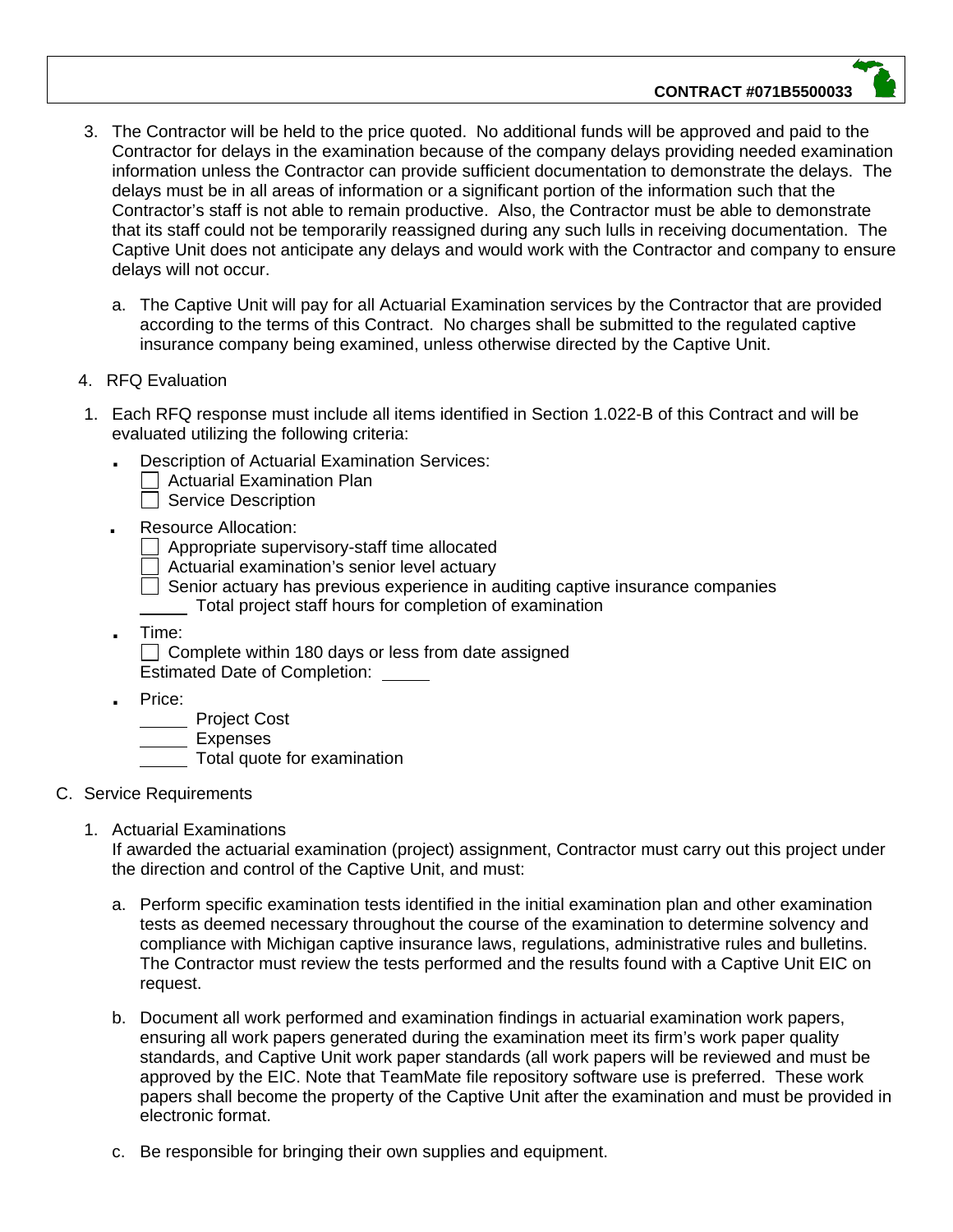3. The Contractor will be held to the price quoted. No additional funds will be approved and paid to the Contractor for delays in the examination because of the company delays providing needed examination information unless the Contractor can provide sufficient documentation to demonstrate the delays. The delays must be in all areas of information or a significant portion of the information such that the Contractor's staff is not able to remain productive. Also, the Contractor must be able to demonstrate that its staff could not be temporarily reassigned during any such lulls in receiving documentation. The Captive Unit does not anticipate any delays and would work with the Contractor and company to ensure delays will not occur.

   a. The Captive Unit will pay for all Actuarial Examination services by the Contractor that are provided according to the terms of this Contract. No charges shall be submitted to the regulated captive insurance company being examined, unless otherwise directed by the Captive Unit.

4. RFQ Evaluation

1. Each RFQ response must include all items identified in Section 1.022-B of this Contract and will be evaluated utilizing the following criteria:

   - Description of Actuarial Examination Services:
     - ☐ Actuarial Examination Plan
     - ☐ Service Description
   - Resource Allocation:
     - ☐ Appropriate supervisory-staff time allocated
     - ☐ Actuarial examination's senior level actuary
     - ☐ Senior actuary has previous experience in auditing captive insurance companies
     - _____ Total project staff hours for completion of examination
   - Time:
     - ☐ Complete within 180 days or less from date assigned
     - Estimated Date of Completion: _____
   - Price:
     - _____ Project Cost
     - _____ Expenses
     - _____ Total quote for examination

C. Service Requirements

1. Actuarial Examinations
   If awarded the actuarial examination (project) assignment, Contractor must carry out this project under the direction and control of the Captive Unit, and must:

   a. Perform specific examination tests identified in the initial examination plan and other examination tests as deemed necessary throughout the course of the examination to determine solvency and compliance with Michigan captive insurance laws, regulations, administrative rules and bulletins. The Contractor must review the tests performed and the results found with a Captive Unit EIC on request.

   b. Document all work performed and examination findings in actuarial examination work papers, ensuring all work papers generated during the examination meet its firm's work paper quality standards, and Captive Unit work paper standards (all work papers will be reviewed and must be approved by the EIC. Note that TeamMate file repository software use is preferred. These work papers shall become the property of the Captive Unit after the examination and must be provided in electronic format.

   c. Be responsible for bringing their own supplies and equipment.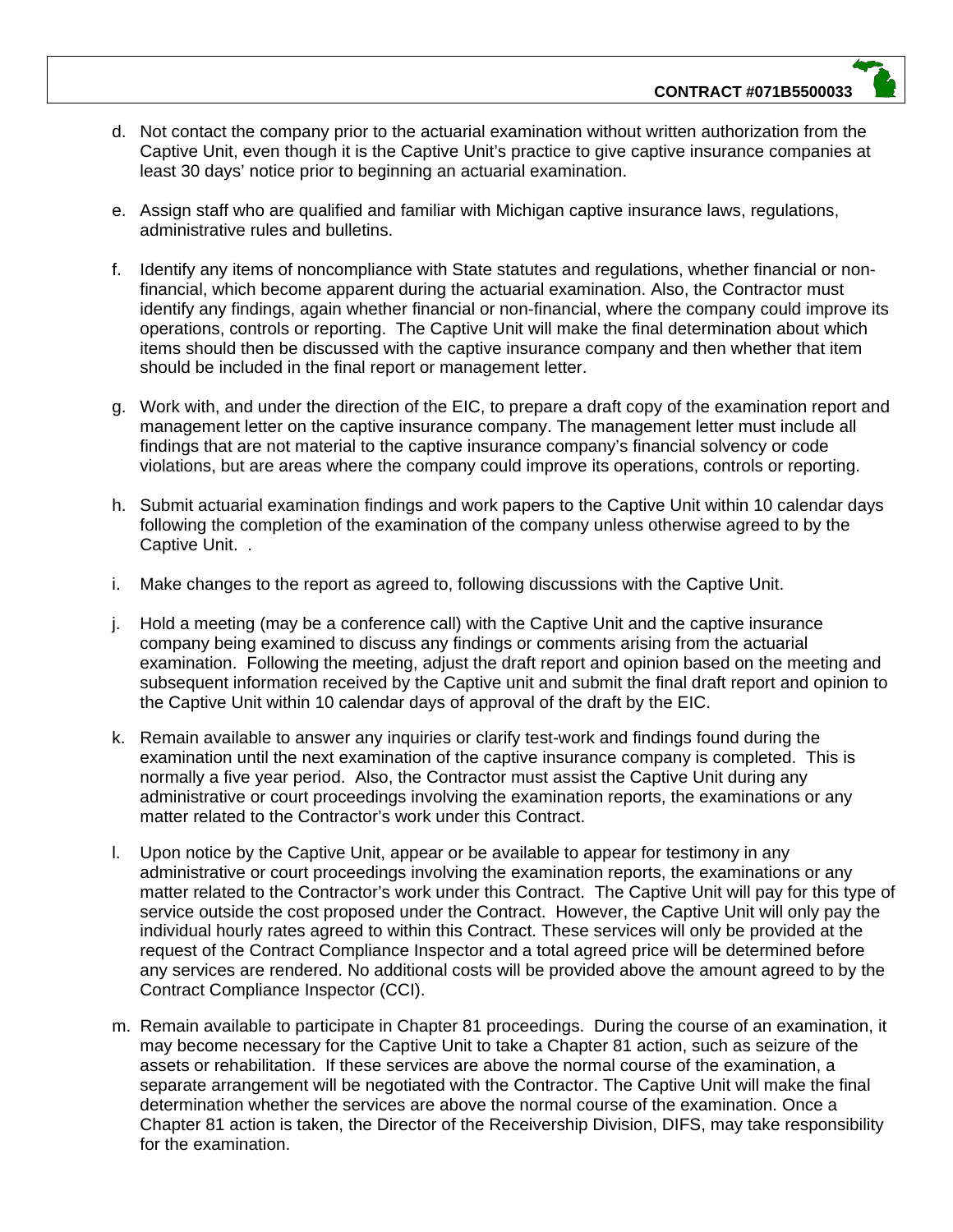d. Not contact the company prior to the actuarial examination without written authorization from the Captive Unit, even though it is the Captive Unit's practice to give captive insurance companies at least 30 days' notice prior to beginning an actuarial examination.

e. Assign staff who are qualified and familiar with Michigan captive insurance laws, regulations, administrative rules and bulletins.

f. Identify any items of noncompliance with State statutes and regulations, whether financial or non-financial, which become apparent during the actuarial examination. Also, the Contractor must identify any findings, again whether financial or non-financial, where the company could improve its operations, controls or reporting. The Captive Unit will make the final determination about which items should then be discussed with the captive insurance company and then whether that item should be included in the final report or management letter.

g. Work with, and under the direction of the EIC, to prepare a draft copy of the examination report and management letter on the captive insurance company. The management letter must include all findings that are not material to the captive insurance company's financial solvency or code violations, but are areas where the company could improve its operations, controls or reporting.

h. Submit actuarial examination findings and work papers to the Captive Unit within 10 calendar days following the completion of the examination of the company unless otherwise agreed to by the Captive Unit. .

i. Make changes to the report as agreed to, following discussions with the Captive Unit.

j. Hold a meeting (may be a conference call) with the Captive Unit and the captive insurance company being examined to discuss any findings or comments arising from the actuarial examination. Following the meeting, adjust the draft report and opinion based on the meeting and subsequent information received by the Captive unit and submit the final draft report and opinion to the Captive Unit within 10 calendar days of approval of the draft by the EIC.

k. Remain available to answer any inquiries or clarify test-work and findings found during the examination until the next examination of the captive insurance company is completed. This is normally a five year period. Also, the Contractor must assist the Captive Unit during any administrative or court proceedings involving the examination reports, the examinations or any matter related to the Contractor's work under this Contract.

l. Upon notice by the Captive Unit, appear or be available to appear for testimony in any administrative or court proceedings involving the examination reports, the examinations or any matter related to the Contractor's work under this Contract. The Captive Unit will pay for this type of service outside the cost proposed under the Contract. However, the Captive Unit will only pay the individual hourly rates agreed to within this Contract. These services will only be provided at the request of the Contract Compliance Inspector and a total agreed price will be determined before any services are rendered. No additional costs will be provided above the amount agreed to by the Contract Compliance Inspector (CCI).

m. Remain available to participate in Chapter 81 proceedings. During the course of an examination, it may become necessary for the Captive Unit to take a Chapter 81 action, such as seizure of the assets or rehabilitation. If these services are above the normal course of the examination, a separate arrangement will be negotiated with the Contractor. The Captive Unit will make the final determination whether the services are above the normal course of the examination. Once a Chapter 81 action is taken, the Director of the Receivership Division, DIFS, may take responsibility for the examination.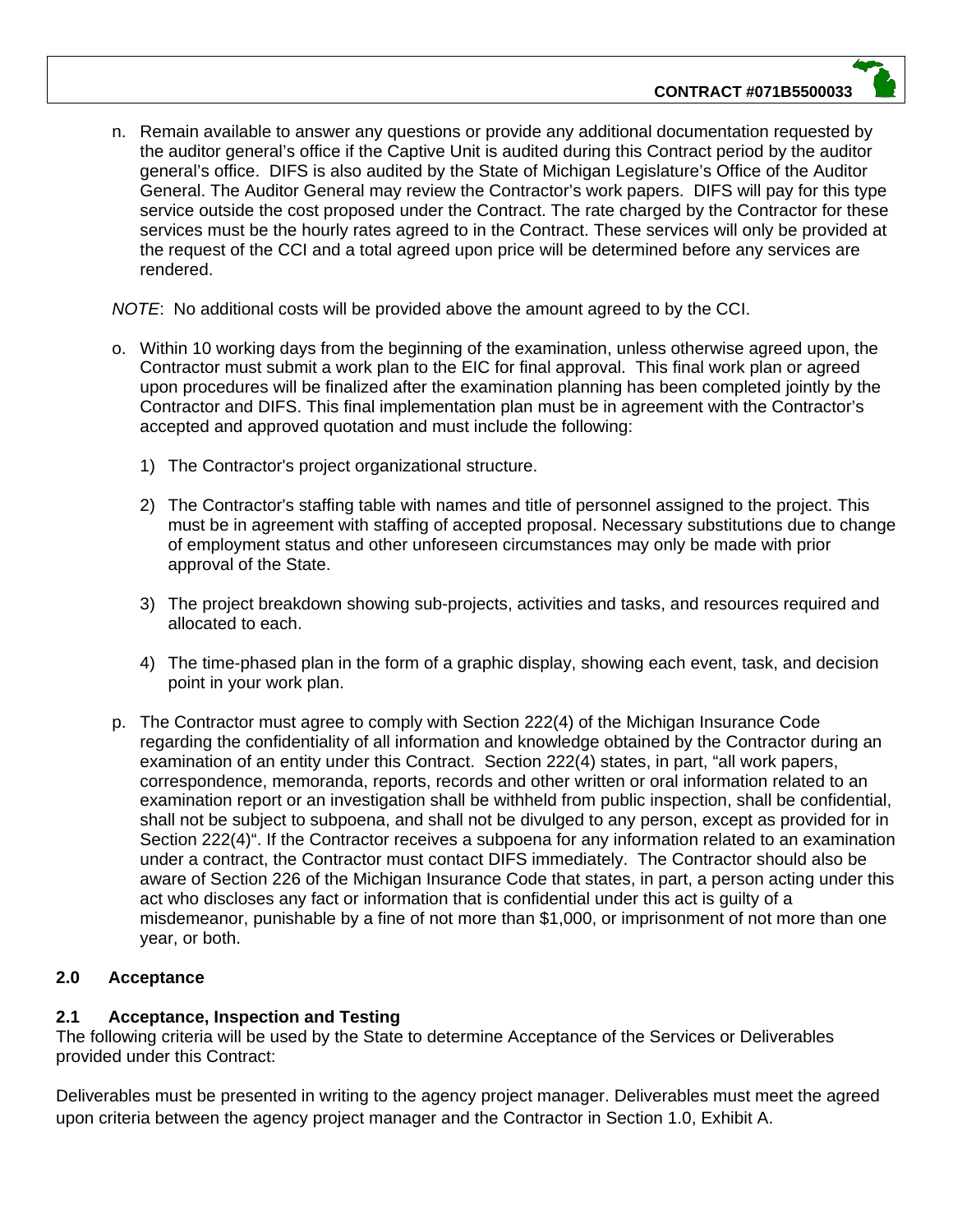n. Remain available to answer any questions or provide any additional documentation requested by the auditor general's office if the Captive Unit is audited during this Contract period by the auditor general's office. DIFS is also audited by the State of Michigan Legislature's Office of the Auditor General. The Auditor General may review the Contractor's work papers. DIFS will pay for this type service outside the cost proposed under the Contract. The rate charged by the Contractor for these services must be the hourly rates agreed to in the Contract. These services will only be provided at the request of the CCI and a total agreed upon price will be determined before any services are rendered.

*NOTE*: No additional costs will be provided above the amount agreed to by the CCI.

o. Within 10 working days from the beginning of the examination, unless otherwise agreed upon, the Contractor must submit a work plan to the EIC for final approval. This final work plan or agreed upon procedures will be finalized after the examination planning has been completed jointly by the Contractor and DIFS. This final implementation plan must be in agreement with the Contractor's accepted and approved quotation and must include the following:

   1) The Contractor's project organizational structure.

   2) The Contractor's staffing table with names and title of personnel assigned to the project. This must be in agreement with staffing of accepted proposal. Necessary substitutions due to change of employment status and other unforeseen circumstances may only be made with prior approval of the State.

   3) The project breakdown showing sub-projects, activities and tasks, and resources required and allocated to each.

   4) The time-phased plan in the form of a graphic display, showing each event, task, and decision point in your work plan.

p. The Contractor must agree to comply with Section 222(4) of the Michigan Insurance Code regarding the confidentiality of all information and knowledge obtained by the Contractor during an examination of an entity under this Contract. Section 222(4) states, in part, "all work papers, correspondence, memoranda, reports, records and other written or oral information related to an examination report or an investigation shall be withheld from public inspection, shall be confidential, shall not be subject to subpoena, and shall not be divulged to any person, except as provided for in Section 222(4)". If the Contractor receives a subpoena for any information related to an examination under a contract, the Contractor must contact DIFS immediately. The Contractor should also be aware of Section 226 of the Michigan Insurance Code that states, in part, a person acting under this act who discloses any fact or information that is confidential under this act is guilty of a misdemeanor, punishable by a fine of not more than $1,000, or imprisonment of not more than one year, or both.

## 2.0 Acceptance

### 2.1 Acceptance, Inspection and Testing

The following criteria will be used by the State to determine Acceptance of the Services or Deliverables provided under this Contract:

Deliverables must be presented in writing to the agency project manager. Deliverables must meet the agreed upon criteria between the agency project manager and the Contractor in Section 1.0, Exhibit A.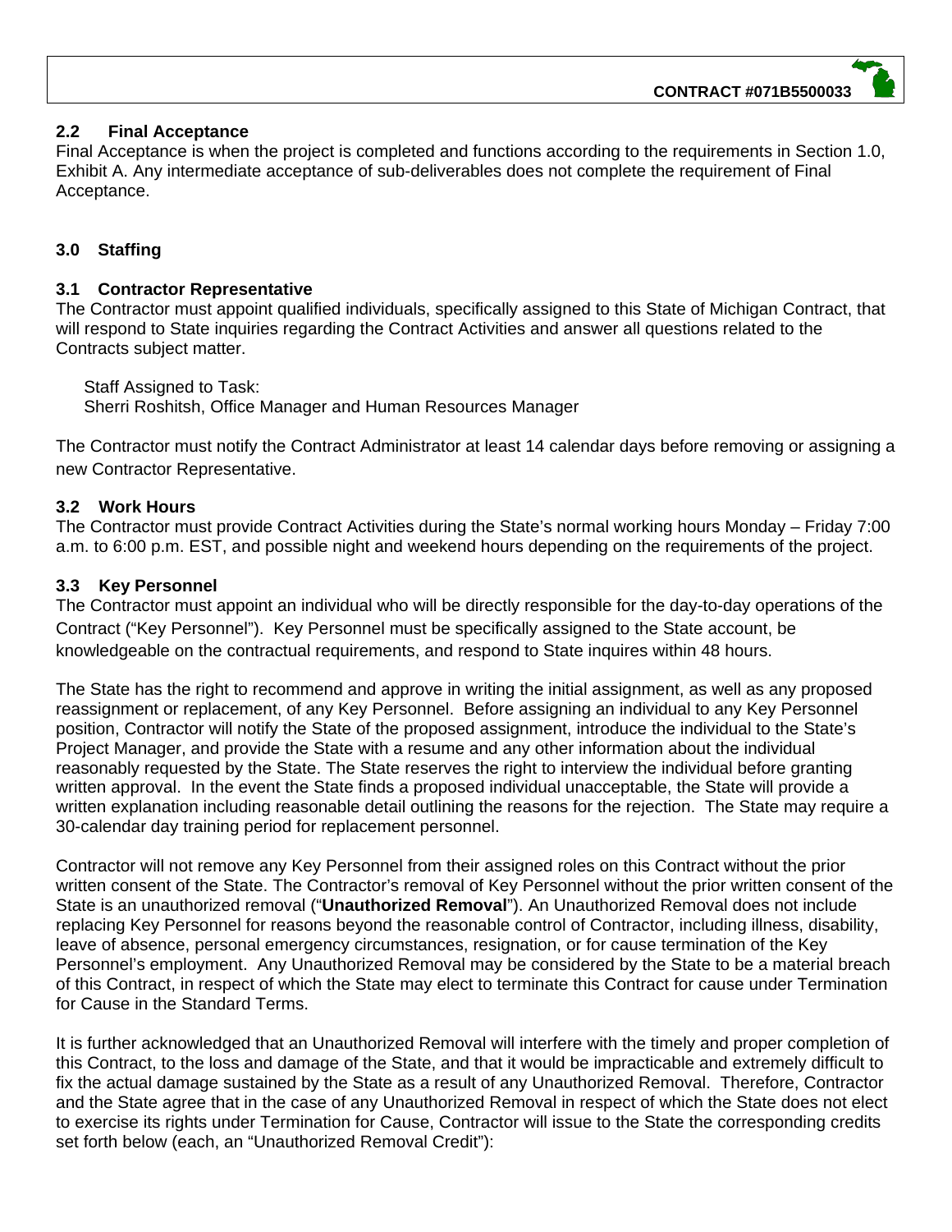## 2.2 Final Acceptance

Final Acceptance is when the project is completed and functions according to the requirements in Section 1.0, Exhibit A. Any intermediate acceptance of sub-deliverables does not complete the requirement of Final Acceptance.

## 3.0 Staffing

### 3.1 Contractor Representative

The Contractor must appoint qualified individuals, specifically assigned to this State of Michigan Contract, that will respond to State inquiries regarding the Contract Activities and answer all questions related to the Contracts subject matter.

Staff Assigned to Task:
Sherri Roshitsh, Office Manager and Human Resources Manager

The Contractor must notify the Contract Administrator at least 14 calendar days before removing or assigning a new Contractor Representative.

### 3.2 Work Hours

The Contractor must provide Contract Activities during the State's normal working hours Monday – Friday 7:00 a.m. to 6:00 p.m. EST, and possible night and weekend hours depending on the requirements of the project.

### 3.3 Key Personnel

The Contractor must appoint an individual who will be directly responsible for the day-to-day operations of the Contract ("Key Personnel"). Key Personnel must be specifically assigned to the State account, be knowledgeable on the contractual requirements, and respond to State inquires within 48 hours.

The State has the right to recommend and approve in writing the initial assignment, as well as any proposed reassignment or replacement, of any Key Personnel. Before assigning an individual to any Key Personnel position, Contractor will notify the State of the proposed assignment, introduce the individual to the State's Project Manager, and provide the State with a resume and any other information about the individual reasonably requested by the State. The State reserves the right to interview the individual before granting written approval. In the event the State finds a proposed individual unacceptable, the State will provide a written explanation including reasonable detail outlining the reasons for the rejection. The State may require a 30-calendar day training period for replacement personnel.

Contractor will not remove any Key Personnel from their assigned roles on this Contract without the prior written consent of the State. The Contractor's removal of Key Personnel without the prior written consent of the State is an unauthorized removal ("**Unauthorized Removal**"). An Unauthorized Removal does not include replacing Key Personnel for reasons beyond the reasonable control of Contractor, including illness, disability, leave of absence, personal emergency circumstances, resignation, or for cause termination of the Key Personnel's employment. Any Unauthorized Removal may be considered by the State to be a material breach of this Contract, in respect of which the State may elect to terminate this Contract for cause under Termination for Cause in the Standard Terms.

It is further acknowledged that an Unauthorized Removal will interfere with the timely and proper completion of this Contract, to the loss and damage of the State, and that it would be impracticable and extremely difficult to fix the actual damage sustained by the State as a result of any Unauthorized Removal. Therefore, Contractor and the State agree that in the case of any Unauthorized Removal in respect of which the State does not elect to exercise its rights under Termination for Cause, Contractor will issue to the State the corresponding credits set forth below (each, an "Unauthorized Removal Credit"):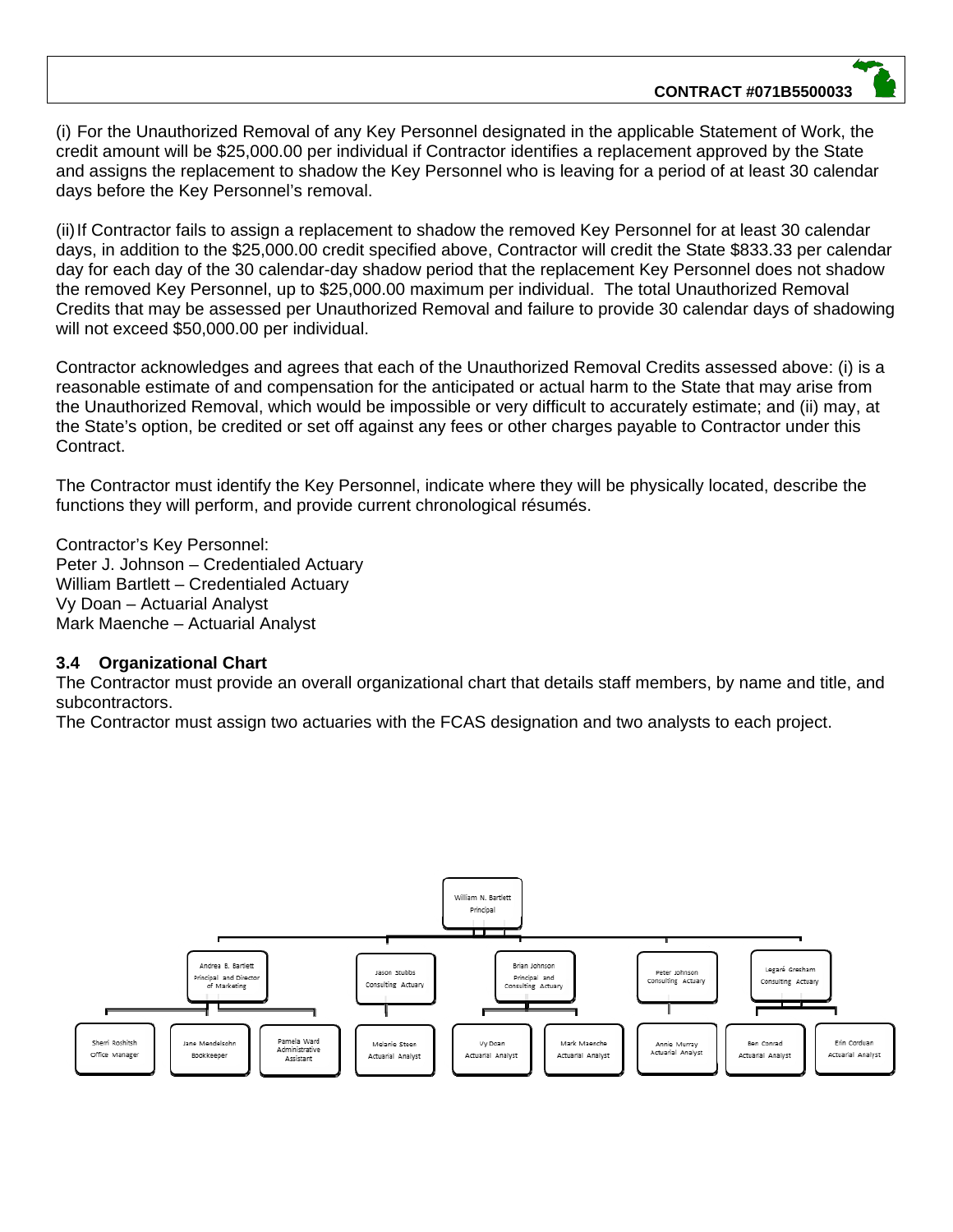(i) For the Unauthorized Removal of any Key Personnel designated in the applicable Statement of Work, the credit amount will be $25,000.00 per individual if Contractor identifies a replacement approved by the State and assigns the replacement to shadow the Key Personnel who is leaving for a period of at least 30 calendar days before the Key Personnel's removal.

(ii) If Contractor fails to assign a replacement to shadow the removed Key Personnel for at least 30 calendar days, in addition to the $25,000.00 credit specified above, Contractor will credit the State $833.33 per calendar day for each day of the 30 calendar-day shadow period that the replacement Key Personnel does not shadow the removed Key Personnel, up to $25,000.00 maximum per individual. The total Unauthorized Removal Credits that may be assessed per Unauthorized Removal and failure to provide 30 calendar days of shadowing will not exceed $50,000.00 per individual.

Contractor acknowledges and agrees that each of the Unauthorized Removal Credits assessed above: (i) is a reasonable estimate of and compensation for the anticipated or actual harm to the State that may arise from the Unauthorized Removal, which would be impossible or very difficult to accurately estimate; and (ii) may, at the State's option, be credited or set off against any fees or other charges payable to Contractor under this Contract.

The Contractor must identify the Key Personnel, indicate where they will be physically located, describe the functions they will perform, and provide current chronological résumés.

Contractor's Key Personnel:
Peter J. Johnson – Credentialed Actuary
William Bartlett – Credentialed Actuary
Vy Doan – Actuarial Analyst
Mark Maenche – Actuarial Analyst

### 3.4 Organizational Chart

The Contractor must provide an overall organizational chart that details staff members, by name and title, and subcontractors.
The Contractor must assign two actuaries with the FCAS designation and two analysts to each project.

- William N. Bartlett – Principal
  - Andrea B. Bartlett – Principal and Director of Marketing
    - Sherri Roshitsh – Office Manager
    - Jane Mendelsohn – Bookkeeper
    - Pamela Ward – Administrative Assistant
  - Jason Stubbs – Consulting Actuary
    - Melanie Steen – Actuarial Analyst
  - Brian Johnson – Principal and Consulting Actuary
    - Vy Doan – Actuarial Analyst
    - Mark Maenche – Actuarial Analyst
  - Peter Johnson – Consulting Actuary
    - Annie Murray – Actuarial Analyst
  - Legaré Gresham – Consulting Actuary
    - Ben Conrad – Actuarial Analyst
    - Erin Corduan – Actuarial Analyst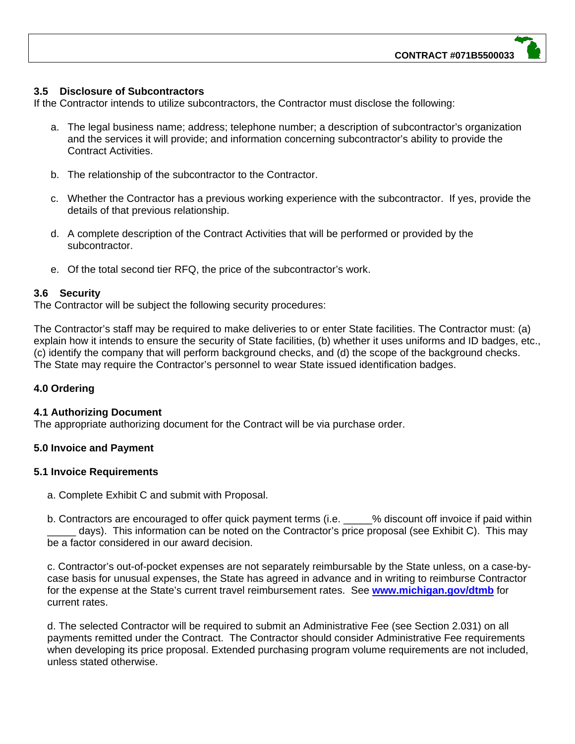### 3.5 Disclosure of Subcontractors

If the Contractor intends to utilize subcontractors, the Contractor must disclose the following:

a. The legal business name; address; telephone number; a description of subcontractor's organization and the services it will provide; and information concerning subcontractor's ability to provide the Contract Activities.

b. The relationship of the subcontractor to the Contractor.

c. Whether the Contractor has a previous working experience with the subcontractor. If yes, provide the details of that previous relationship.

d. A complete description of the Contract Activities that will be performed or provided by the subcontractor.

e. Of the total second tier RFQ, the price of the subcontractor's work.

### 3.6 Security

The Contractor will be subject the following security procedures:

The Contractor's staff may be required to make deliveries to or enter State facilities. The Contractor must: (a) explain how it intends to ensure the security of State facilities, (b) whether it uses uniforms and ID badges, etc., (c) identify the company that will perform background checks, and (d) the scope of the background checks. The State may require the Contractor's personnel to wear State issued identification badges.

## 4.0 Ordering

### 4.1 Authorizing Document

The appropriate authorizing document for the Contract will be via purchase order.

## 5.0 Invoice and Payment

### 5.1 Invoice Requirements

a. Complete Exhibit C and submit with Proposal.

b. Contractors are encouraged to offer quick payment terms (i.e. _____% discount off invoice if paid within _____ days). This information can be noted on the Contractor's price proposal (see Exhibit C). This may be a factor considered in our award decision.

c. Contractor's out-of-pocket expenses are not separately reimbursable by the State unless, on a case-by-case basis for unusual expenses, the State has agreed in advance and in writing to reimburse Contractor for the expense at the State's current travel reimbursement rates. See **www.michigan.gov/dtmb** for current rates.

d. The selected Contractor will be required to submit an Administrative Fee (see Section 2.031) on all payments remitted under the Contract. The Contractor should consider Administrative Fee requirements when developing its price proposal. Extended purchasing program volume requirements are not included, unless stated otherwise.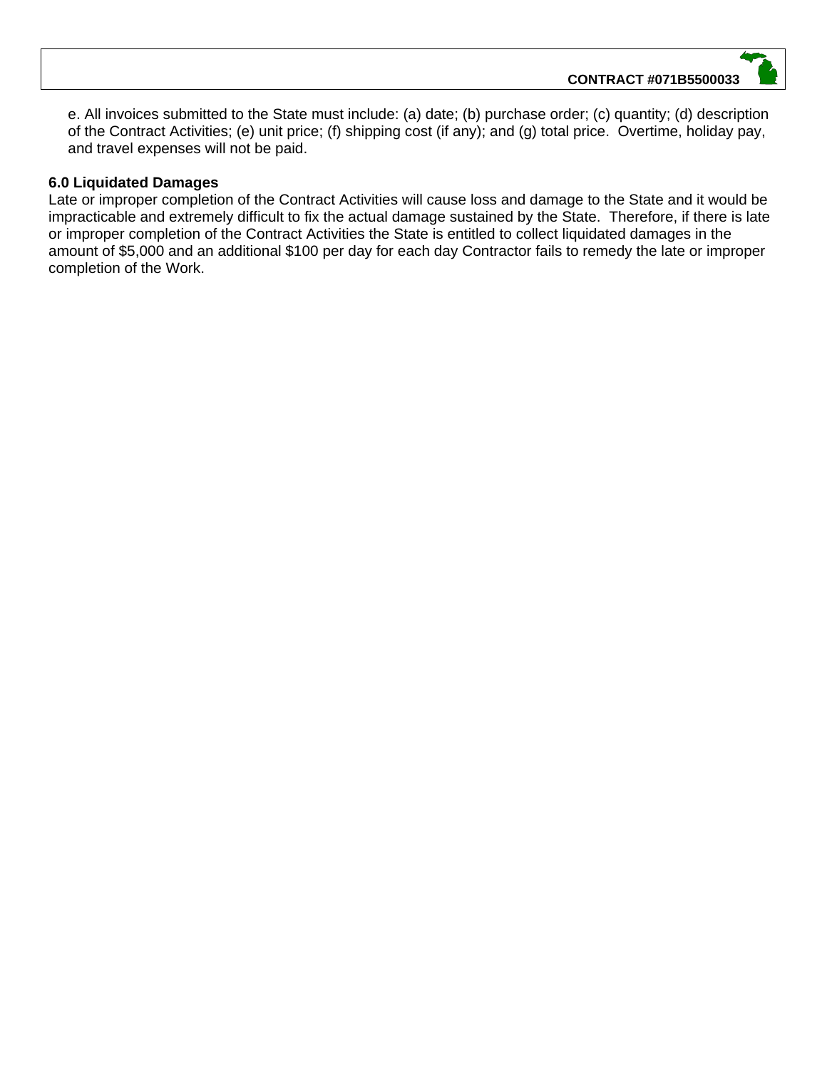e. All invoices submitted to the State must include: (a) date; (b) purchase order; (c) quantity; (d) description of the Contract Activities; (e) unit price; (f) shipping cost (if any); and (g) total price. Overtime, holiday pay, and travel expenses will not be paid.

### 6.0 Liquidated Damages

Late or improper completion of the Contract Activities will cause loss and damage to the State and it would be impracticable and extremely difficult to fix the actual damage sustained by the State. Therefore, if there is late or improper completion of the Contract Activities the State is entitled to collect liquidated damages in the amount of $5,000 and an additional $100 per day for each day Contractor fails to remedy the late or improper completion of the Work.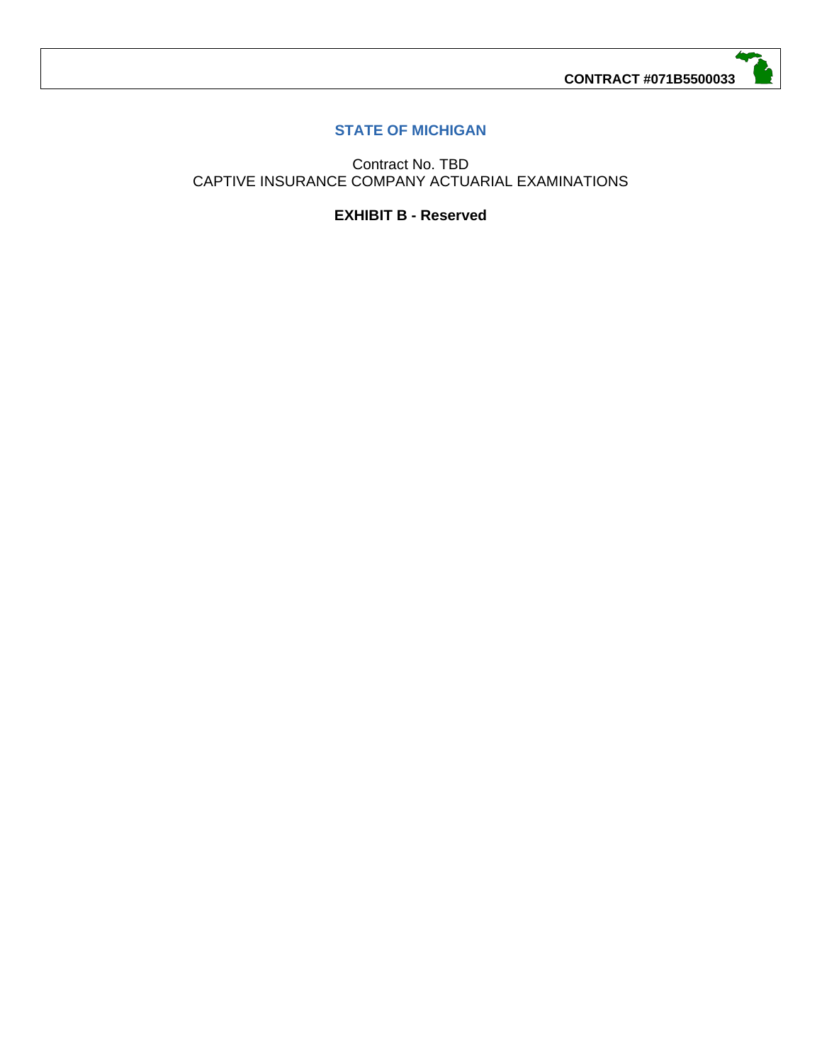**STATE OF MICHIGAN**

Contract No. TBD
CAPTIVE INSURANCE COMPANY ACTUARIAL EXAMINATIONS

**EXHIBIT B - Reserved**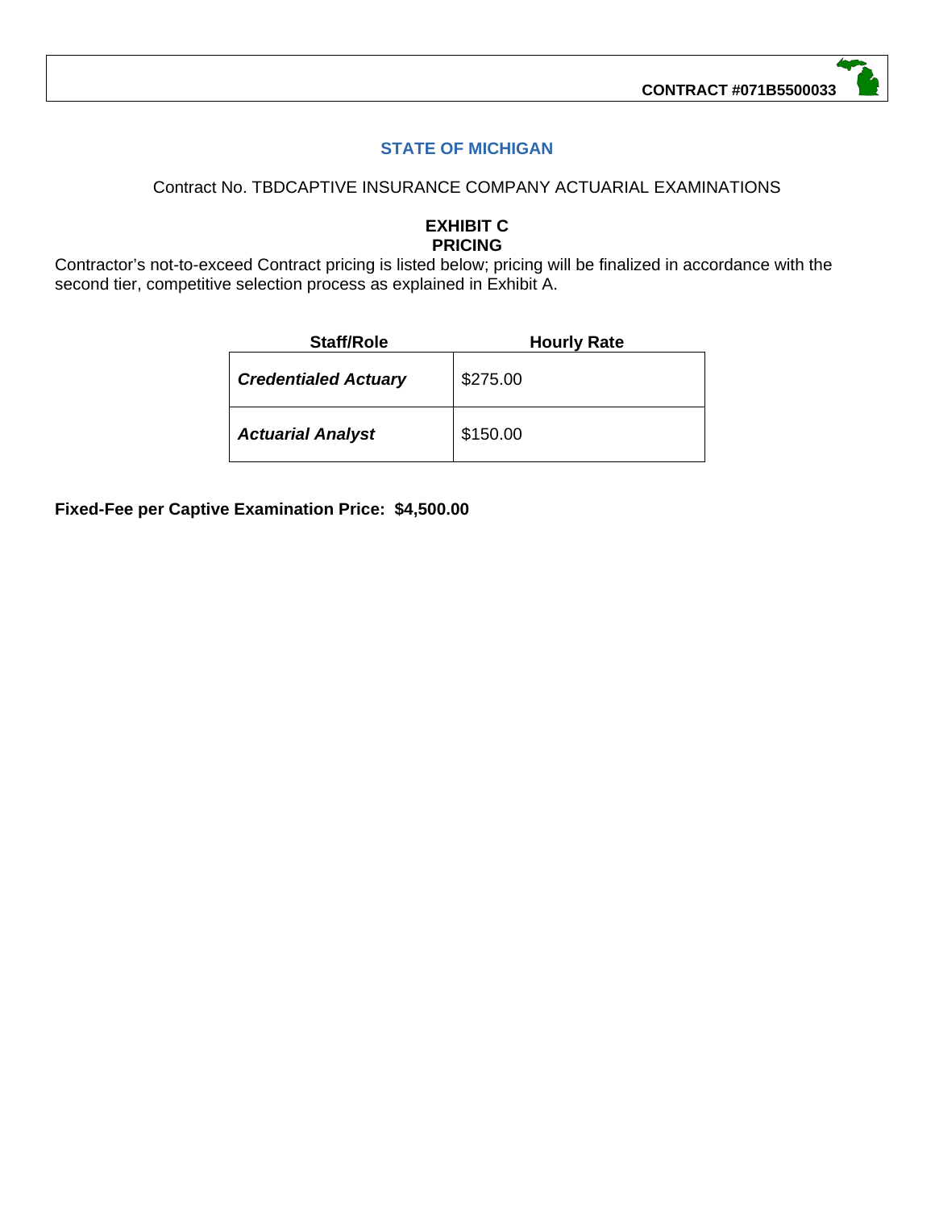STATE OF MICHIGAN

Contract No. TBDCAPTIVE INSURANCE COMPANY ACTUARIAL EXAMINATIONS

## EXHIBIT C
## PRICING

Contractor's not-to-exceed Contract pricing is listed below; pricing will be finalized in accordance with the second tier, competitive selection process as explained in Exhibit A.

| Staff/Role | Hourly Rate |
| --- | --- |
| ***Credentialed Actuary*** | $275.00 |
| ***Actuarial Analyst*** | $150.00 |

**Fixed-Fee per Captive Examination Price: $4,500.00**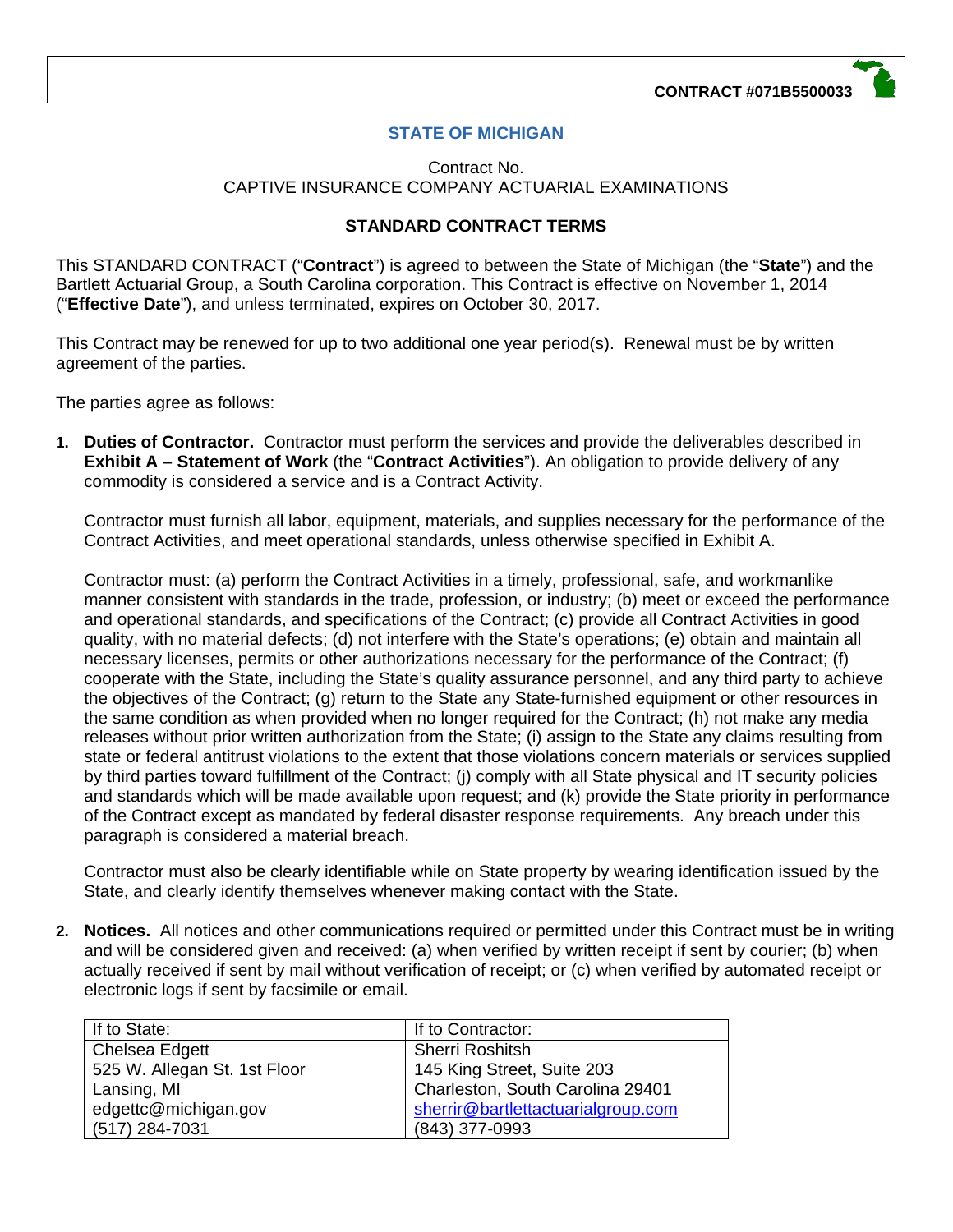**CONTRACT #071B5500033**

## STATE OF MICHIGAN

Contract No.
CAPTIVE INSURANCE COMPANY ACTUARIAL EXAMINATIONS

### STANDARD CONTRACT TERMS

This STANDARD CONTRACT ("**Contract**") is agreed to between the State of Michigan (the "**State**") and the Bartlett Actuarial Group, a South Carolina corporation. This Contract is effective on November 1, 2014 ("**Effective Date**"), and unless terminated, expires on October 30, 2017.

This Contract may be renewed for up to two additional one year period(s). Renewal must be by written agreement of the parties.

The parties agree as follows:

1. **Duties of Contractor.** Contractor must perform the services and provide the deliverables described in **Exhibit A – Statement of Work** (the "**Contract Activities**"). An obligation to provide delivery of any commodity is considered a service and is a Contract Activity.

   Contractor must furnish all labor, equipment, materials, and supplies necessary for the performance of the Contract Activities, and meet operational standards, unless otherwise specified in Exhibit A.

   Contractor must: (a) perform the Contract Activities in a timely, professional, safe, and workmanlike manner consistent with standards in the trade, profession, or industry; (b) meet or exceed the performance and operational standards, and specifications of the Contract; (c) provide all Contract Activities in good quality, with no material defects; (d) not interfere with the State's operations; (e) obtain and maintain all necessary licenses, permits or other authorizations necessary for the performance of the Contract; (f) cooperate with the State, including the State's quality assurance personnel, and any third party to achieve the objectives of the Contract; (g) return to the State any State-furnished equipment or other resources in the same condition as when provided when no longer required for the Contract; (h) not make any media releases without prior written authorization from the State; (i) assign to the State any claims resulting from state or federal antitrust violations to the extent that those violations concern materials or services supplied by third parties toward fulfillment of the Contract; (j) comply with all State physical and IT security policies and standards which will be made available upon request; and (k) provide the State priority in performance of the Contract except as mandated by federal disaster response requirements. Any breach under this paragraph is considered a material breach.

   Contractor must also be clearly identifiable while on State property by wearing identification issued by the State, and clearly identify themselves whenever making contact with the State.

2. **Notices.** All notices and other communications required or permitted under this Contract must be in writing and will be considered given and received: (a) when verified by written receipt if sent by courier; (b) when actually received if sent by mail without verification of receipt; or (c) when verified by automated receipt or electronic logs if sent by facsimile or email.

| If to State: | If to Contractor: |
|---|---|
| Chelsea Edgett<br>525 W. Allegan St. 1st Floor<br>Lansing, MI<br>edgettc@michigan.gov<br>(517) 284-7031 | Sherri Roshitsh<br>145 King Street, Suite 203<br>Charleston, South Carolina 29401<br>sherrir@bartlettactuarialgroup.com<br>(843) 377-0993 |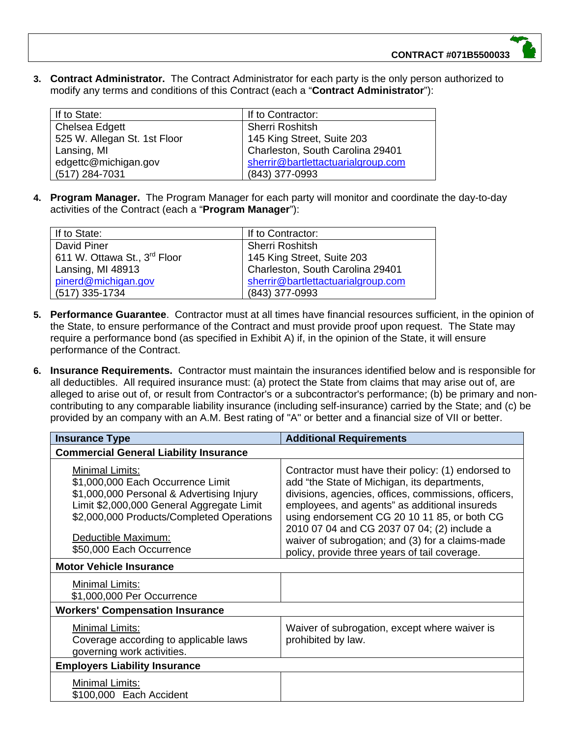3. **Contract Administrator.** The Contract Administrator for each party is the only person authorized to modify any terms and conditions of this Contract (each a "**Contract Administrator**"):

| If to State: | If to Contractor: |
|---|---|
| Chelsea Edgett<br>525 W. Allegan St. 1st Floor<br>Lansing, MI<br>edgettc@michigan.gov<br>(517) 284-7031 | Sherri Roshitsh<br>145 King Street, Suite 203<br>Charleston, South Carolina 29401<br>sherrir@bartlettactuarialgroup.com<br>(843) 377-0993 |

4. **Program Manager.** The Program Manager for each party will monitor and coordinate the day-to-day activities of the Contract (each a "**Program Manager**"):

| If to State: | If to Contractor: |
|---|---|
| David Piner<br>611 W. Ottawa St., 3rd Floor<br>Lansing, MI 48913<br>pinerd@michigan.gov<br>(517) 335-1734 | Sherri Roshitsh<br>145 King Street, Suite 203<br>Charleston, South Carolina 29401<br>sherrir@bartlettactuarialgroup.com<br>(843) 377-0993 |

5. **Performance Guarantee**. Contractor must at all times have financial resources sufficient, in the opinion of the State, to ensure performance of the Contract and must provide proof upon request. The State may require a performance bond (as specified in Exhibit A) if, in the opinion of the State, it will ensure performance of the Contract.

6. **Insurance Requirements.** Contractor must maintain the insurances identified below and is responsible for all deductibles. All required insurance must: (a) protect the State from claims that may arise out of, are alleged to arise out of, or result from Contractor's or a subcontractor's performance; (b) be primary and non-contributing to any comparable liability insurance (including self-insurance) carried by the State; and (c) be provided by an company with an A.M. Best rating of "A" or better and a financial size of VII or better.

| Insurance Type | Additional Requirements |
|---|---|
| **Commercial General Liability Insurance** | |
| Minimal Limits:<br>$1,000,000 Each Occurrence Limit<br>$1,000,000 Personal & Advertising Injury Limit $2,000,000 General Aggregate Limit<br>$2,000,000 Products/Completed Operations<br><br>Deductible Maximum:<br>$50,000 Each Occurrence | Contractor must have their policy: (1) endorsed to add "the State of Michigan, its departments, divisions, agencies, offices, commissions, officers, employees, and agents" as additional insureds using endorsement CG 20 10 11 85, or both CG 2010 07 04 and CG 2037 07 04; (2) include a waiver of subrogation; and (3) for a claims-made policy, provide three years of tail coverage. |
| **Motor Vehicle Insurance** | |
| Minimal Limits:<br>$1,000,000 Per Occurrence | |
| **Workers' Compensation Insurance** | |
| Minimal Limits:<br>Coverage according to applicable laws governing work activities. | Waiver of subrogation, except where waiver is prohibited by law. |
| **Employers Liability Insurance** | |
| Minimal Limits:<br>$100,000 Each Accident | |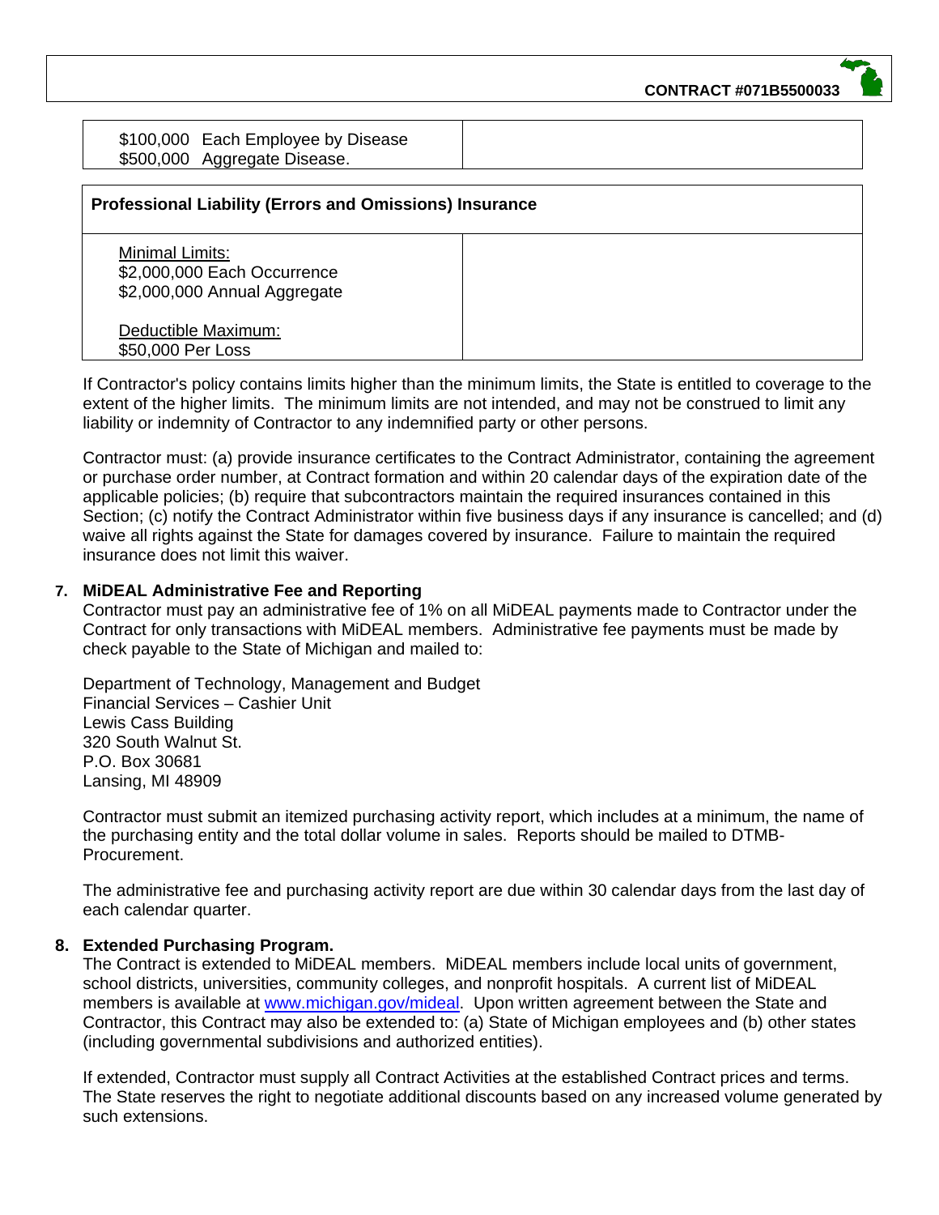| $100,000 Each Employee by Disease<br>$500,000 Aggregate Disease. | |
|---|---|

| Professional Liability (Errors and Omissions) Insurance | |
|---|---|
| Minimal Limits:<br>$2,000,000 Each Occurrence<br>$2,000,000 Annual Aggregate<br><br>Deductible Maximum:<br>$50,000 Per Loss | |

If Contractor's policy contains limits higher than the minimum limits, the State is entitled to coverage to the extent of the higher limits. The minimum limits are not intended, and may not be construed to limit any liability or indemnity of Contractor to any indemnified party or other persons.

Contractor must: (a) provide insurance certificates to the Contract Administrator, containing the agreement or purchase order number, at Contract formation and within 20 calendar days of the expiration date of the applicable policies; (b) require that subcontractors maintain the required insurances contained in this Section; (c) notify the Contract Administrator within five business days if any insurance is cancelled; and (d) waive all rights against the State for damages covered by insurance. Failure to maintain the required insurance does not limit this waiver.

**7. MiDEAL Administrative Fee and Reporting**

Contractor must pay an administrative fee of 1% on all MiDEAL payments made to Contractor under the Contract for only transactions with MiDEAL members. Administrative fee payments must be made by check payable to the State of Michigan and mailed to:

Department of Technology, Management and Budget
Financial Services – Cashier Unit
Lewis Cass Building
320 South Walnut St.
P.O. Box 30681
Lansing, MI 48909

Contractor must submit an itemized purchasing activity report, which includes at a minimum, the name of the purchasing entity and the total dollar volume in sales. Reports should be mailed to DTMB-Procurement.

The administrative fee and purchasing activity report are due within 30 calendar days from the last day of each calendar quarter.

**8. Extended Purchasing Program.**

The Contract is extended to MiDEAL members. MiDEAL members include local units of government, school districts, universities, community colleges, and nonprofit hospitals. A current list of MiDEAL members is available at www.michigan.gov/mideal. Upon written agreement between the State and Contractor, this Contract may also be extended to: (a) State of Michigan employees and (b) other states (including governmental subdivisions and authorized entities).

If extended, Contractor must supply all Contract Activities at the established Contract prices and terms. The State reserves the right to negotiate additional discounts based on any increased volume generated by such extensions.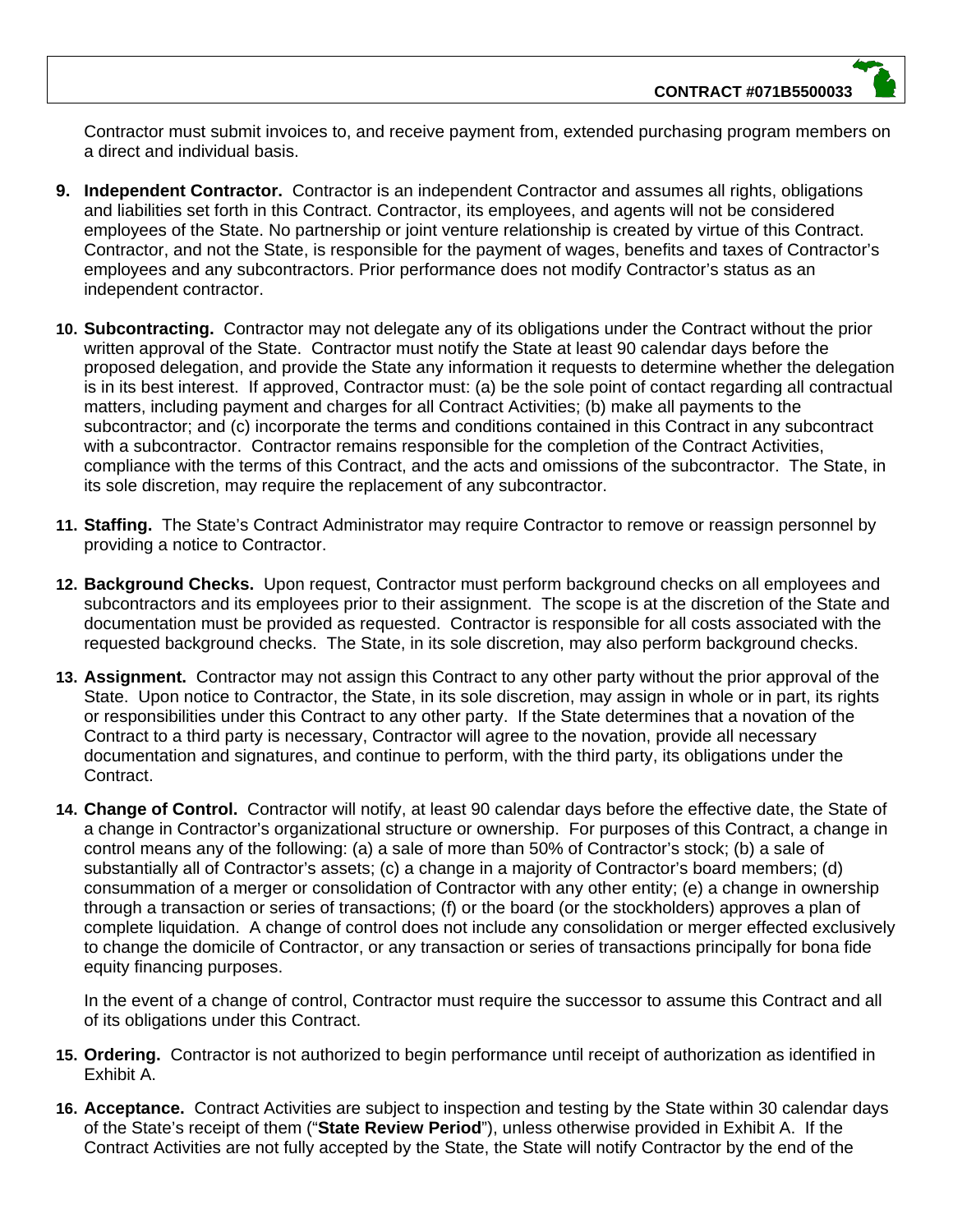Contractor must submit invoices to, and receive payment from, extended purchasing program members on a direct and individual basis.

9. **Independent Contractor.** Contractor is an independent Contractor and assumes all rights, obligations and liabilities set forth in this Contract. Contractor, its employees, and agents will not be considered employees of the State. No partnership or joint venture relationship is created by virtue of this Contract. Contractor, and not the State, is responsible for the payment of wages, benefits and taxes of Contractor's employees and any subcontractors. Prior performance does not modify Contractor's status as an independent contractor.

10. **Subcontracting.** Contractor may not delegate any of its obligations under the Contract without the prior written approval of the State. Contractor must notify the State at least 90 calendar days before the proposed delegation, and provide the State any information it requests to determine whether the delegation is in its best interest. If approved, Contractor must: (a) be the sole point of contact regarding all contractual matters, including payment and charges for all Contract Activities; (b) make all payments to the subcontractor; and (c) incorporate the terms and conditions contained in this Contract in any subcontract with a subcontractor. Contractor remains responsible for the completion of the Contract Activities, compliance with the terms of this Contract, and the acts and omissions of the subcontractor. The State, in its sole discretion, may require the replacement of any subcontractor.

11. **Staffing.** The State's Contract Administrator may require Contractor to remove or reassign personnel by providing a notice to Contractor.

12. **Background Checks.** Upon request, Contractor must perform background checks on all employees and subcontractors and its employees prior to their assignment. The scope is at the discretion of the State and documentation must be provided as requested. Contractor is responsible for all costs associated with the requested background checks. The State, in its sole discretion, may also perform background checks.

13. **Assignment.** Contractor may not assign this Contract to any other party without the prior approval of the State. Upon notice to Contractor, the State, in its sole discretion, may assign in whole or in part, its rights or responsibilities under this Contract to any other party. If the State determines that a novation of the Contract to a third party is necessary, Contractor will agree to the novation, provide all necessary documentation and signatures, and continue to perform, with the third party, its obligations under the Contract.

14. **Change of Control.** Contractor will notify, at least 90 calendar days before the effective date, the State of a change in Contractor's organizational structure or ownership. For purposes of this Contract, a change in control means any of the following: (a) a sale of more than 50% of Contractor's stock; (b) a sale of substantially all of Contractor's assets; (c) a change in a majority of Contractor's board members; (d) consummation of a merger or consolidation of Contractor with any other entity; (e) a change in ownership through a transaction or series of transactions; (f) or the board (or the stockholders) approves a plan of complete liquidation. A change of control does not include any consolidation or merger effected exclusively to change the domicile of Contractor, or any transaction or series of transactions principally for bona fide equity financing purposes.

    In the event of a change of control, Contractor must require the successor to assume this Contract and all of its obligations under this Contract.

15. **Ordering.** Contractor is not authorized to begin performance until receipt of authorization as identified in Exhibit A.

16. **Acceptance.** Contract Activities are subject to inspection and testing by the State within 30 calendar days of the State's receipt of them ("**State Review Period**"), unless otherwise provided in Exhibit A. If the Contract Activities are not fully accepted by the State, the State will notify Contractor by the end of the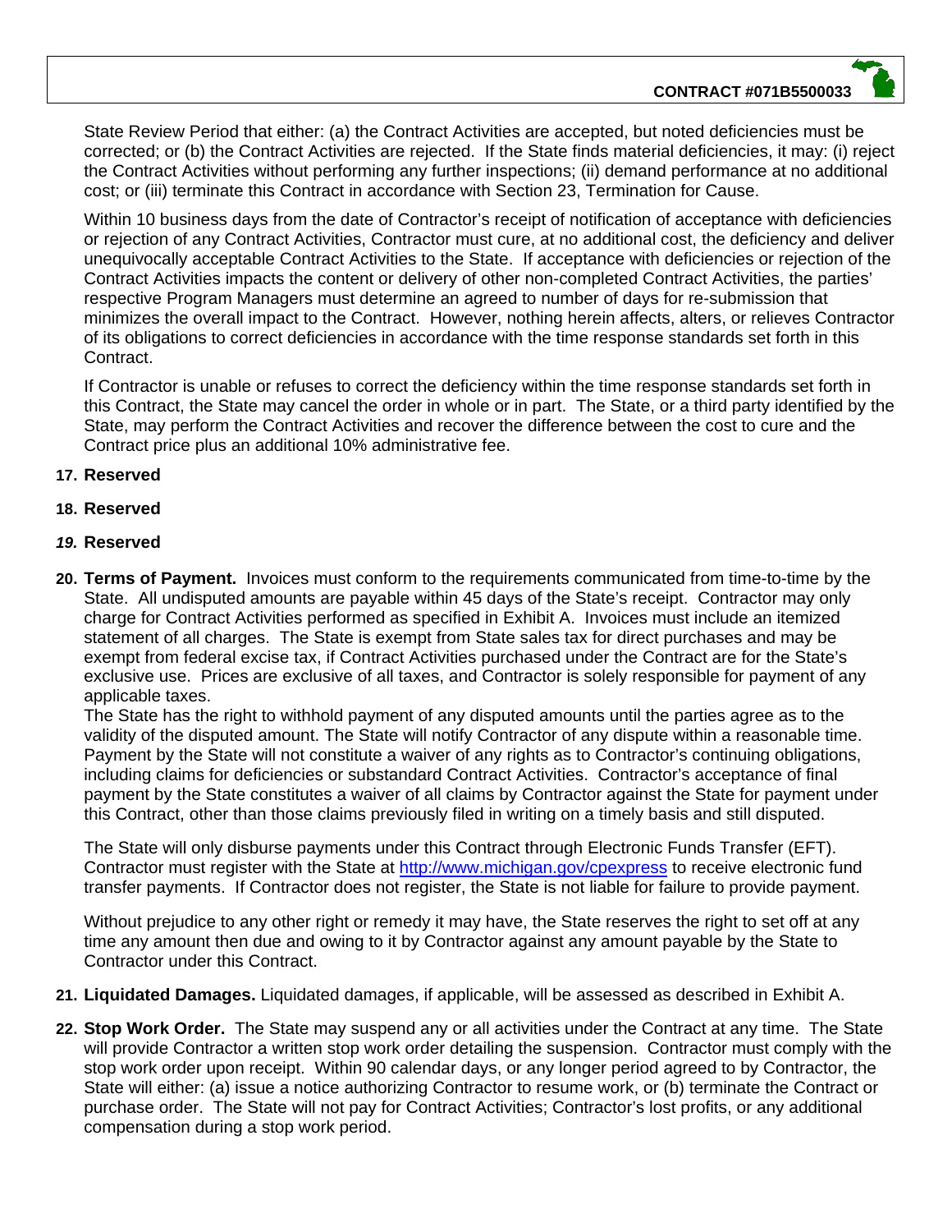State Review Period that either: (a) the Contract Activities are accepted, but noted deficiencies must be corrected; or (b) the Contract Activities are rejected. If the State finds material deficiencies, it may: (i) reject the Contract Activities without performing any further inspections; (ii) demand performance at no additional cost; or (iii) terminate this Contract in accordance with Section 23, Termination for Cause.

Within 10 business days from the date of Contractor's receipt of notification of acceptance with deficiencies or rejection of any Contract Activities, Contractor must cure, at no additional cost, the deficiency and deliver unequivocally acceptable Contract Activities to the State. If acceptance with deficiencies or rejection of the Contract Activities impacts the content or delivery of other non-completed Contract Activities, the parties' respective Program Managers must determine an agreed to number of days for re-submission that minimizes the overall impact to the Contract. However, nothing herein affects, alters, or relieves Contractor of its obligations to correct deficiencies in accordance with the time response standards set forth in this Contract.

If Contractor is unable or refuses to correct the deficiency within the time response standards set forth in this Contract, the State may cancel the order in whole or in part. The State, or a third party identified by the State, may perform the Contract Activities and recover the difference between the cost to cure and the Contract price plus an additional 10% administrative fee.

17. **Reserved**

18. **Reserved**

*19.* **Reserved**

20. **Terms of Payment.** Invoices must conform to the requirements communicated from time-to-time by the State. All undisputed amounts are payable within 45 days of the State's receipt. Contractor may only charge for Contract Activities performed as specified in Exhibit A. Invoices must include an itemized statement of all charges. The State is exempt from State sales tax for direct purchases and may be exempt from federal excise tax, if Contract Activities purchased under the Contract are for the State's exclusive use. Prices are exclusive of all taxes, and Contractor is solely responsible for payment of any applicable taxes.
The State has the right to withhold payment of any disputed amounts until the parties agree as to the validity of the disputed amount. The State will notify Contractor of any dispute within a reasonable time. Payment by the State will not constitute a waiver of any rights as to Contractor's continuing obligations, including claims for deficiencies or substandard Contract Activities. Contractor's acceptance of final payment by the State constitutes a waiver of all claims by Contractor against the State for payment under this Contract, other than those claims previously filed in writing on a timely basis and still disputed.

    The State will only disburse payments under this Contract through Electronic Funds Transfer (EFT). Contractor must register with the State at http://www.michigan.gov/cpexpress to receive electronic fund transfer payments. If Contractor does not register, the State is not liable for failure to provide payment.

    Without prejudice to any other right or remedy it may have, the State reserves the right to set off at any time any amount then due and owing to it by Contractor against any amount payable by the State to Contractor under this Contract.

21. **Liquidated Damages.** Liquidated damages, if applicable, will be assessed as described in Exhibit A.

22. **Stop Work Order.** The State may suspend any or all activities under the Contract at any time. The State will provide Contractor a written stop work order detailing the suspension. Contractor must comply with the stop work order upon receipt. Within 90 calendar days, or any longer period agreed to by Contractor, the State will either: (a) issue a notice authorizing Contractor to resume work, or (b) terminate the Contract or purchase order. The State will not pay for Contract Activities; Contractor's lost profits, or any additional compensation during a stop work period.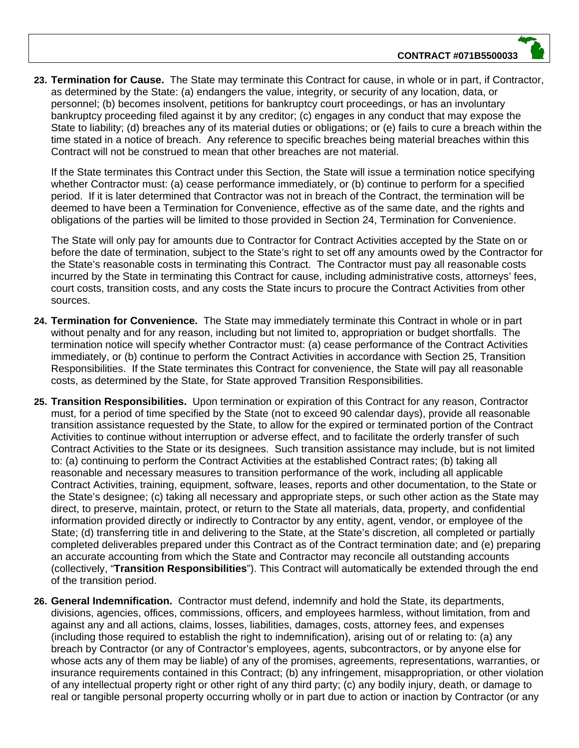23. **Termination for Cause.** The State may terminate this Contract for cause, in whole or in part, if Contractor, as determined by the State: (a) endangers the value, integrity, or security of any location, data, or personnel; (b) becomes insolvent, petitions for bankruptcy court proceedings, or has an involuntary bankruptcy proceeding filed against it by any creditor; (c) engages in any conduct that may expose the State to liability; (d) breaches any of its material duties or obligations; or (e) fails to cure a breach within the time stated in a notice of breach. Any reference to specific breaches being material breaches within this Contract will not be construed to mean that other breaches are not material.

    If the State terminates this Contract under this Section, the State will issue a termination notice specifying whether Contractor must: (a) cease performance immediately, or (b) continue to perform for a specified period. If it is later determined that Contractor was not in breach of the Contract, the termination will be deemed to have been a Termination for Convenience, effective as of the same date, and the rights and obligations of the parties will be limited to those provided in Section 24, Termination for Convenience.

    The State will only pay for amounts due to Contractor for Contract Activities accepted by the State on or before the date of termination, subject to the State's right to set off any amounts owed by the Contractor for the State's reasonable costs in terminating this Contract. The Contractor must pay all reasonable costs incurred by the State in terminating this Contract for cause, including administrative costs, attorneys' fees, court costs, transition costs, and any costs the State incurs to procure the Contract Activities from other sources.

24. **Termination for Convenience.** The State may immediately terminate this Contract in whole or in part without penalty and for any reason, including but not limited to, appropriation or budget shortfalls. The termination notice will specify whether Contractor must: (a) cease performance of the Contract Activities immediately, or (b) continue to perform the Contract Activities in accordance with Section 25, Transition Responsibilities. If the State terminates this Contract for convenience, the State will pay all reasonable costs, as determined by the State, for State approved Transition Responsibilities.

25. **Transition Responsibilities.** Upon termination or expiration of this Contract for any reason, Contractor must, for a period of time specified by the State (not to exceed 90 calendar days), provide all reasonable transition assistance requested by the State, to allow for the expired or terminated portion of the Contract Activities to continue without interruption or adverse effect, and to facilitate the orderly transfer of such Contract Activities to the State or its designees. Such transition assistance may include, but is not limited to: (a) continuing to perform the Contract Activities at the established Contract rates; (b) taking all reasonable and necessary measures to transition performance of the work, including all applicable Contract Activities, training, equipment, software, leases, reports and other documentation, to the State or the State's designee; (c) taking all necessary and appropriate steps, or such other action as the State may direct, to preserve, maintain, protect, or return to the State all materials, data, property, and confidential information provided directly or indirectly to Contractor by any entity, agent, vendor, or employee of the State; (d) transferring title in and delivering to the State, at the State's discretion, all completed or partially completed deliverables prepared under this Contract as of the Contract termination date; and (e) preparing an accurate accounting from which the State and Contractor may reconcile all outstanding accounts (collectively, "**Transition Responsibilities**"). This Contract will automatically be extended through the end of the transition period.

26. **General Indemnification.** Contractor must defend, indemnify and hold the State, its departments, divisions, agencies, offices, commissions, officers, and employees harmless, without limitation, from and against any and all actions, claims, losses, liabilities, damages, costs, attorney fees, and expenses (including those required to establish the right to indemnification), arising out of or relating to: (a) any breach by Contractor (or any of Contractor's employees, agents, subcontractors, or by anyone else for whose acts any of them may be liable) of any of the promises, agreements, representations, warranties, or insurance requirements contained in this Contract; (b) any infringement, misappropriation, or other violation of any intellectual property right or other right of any third party; (c) any bodily injury, death, or damage to real or tangible personal property occurring wholly or in part due to action or inaction by Contractor (or any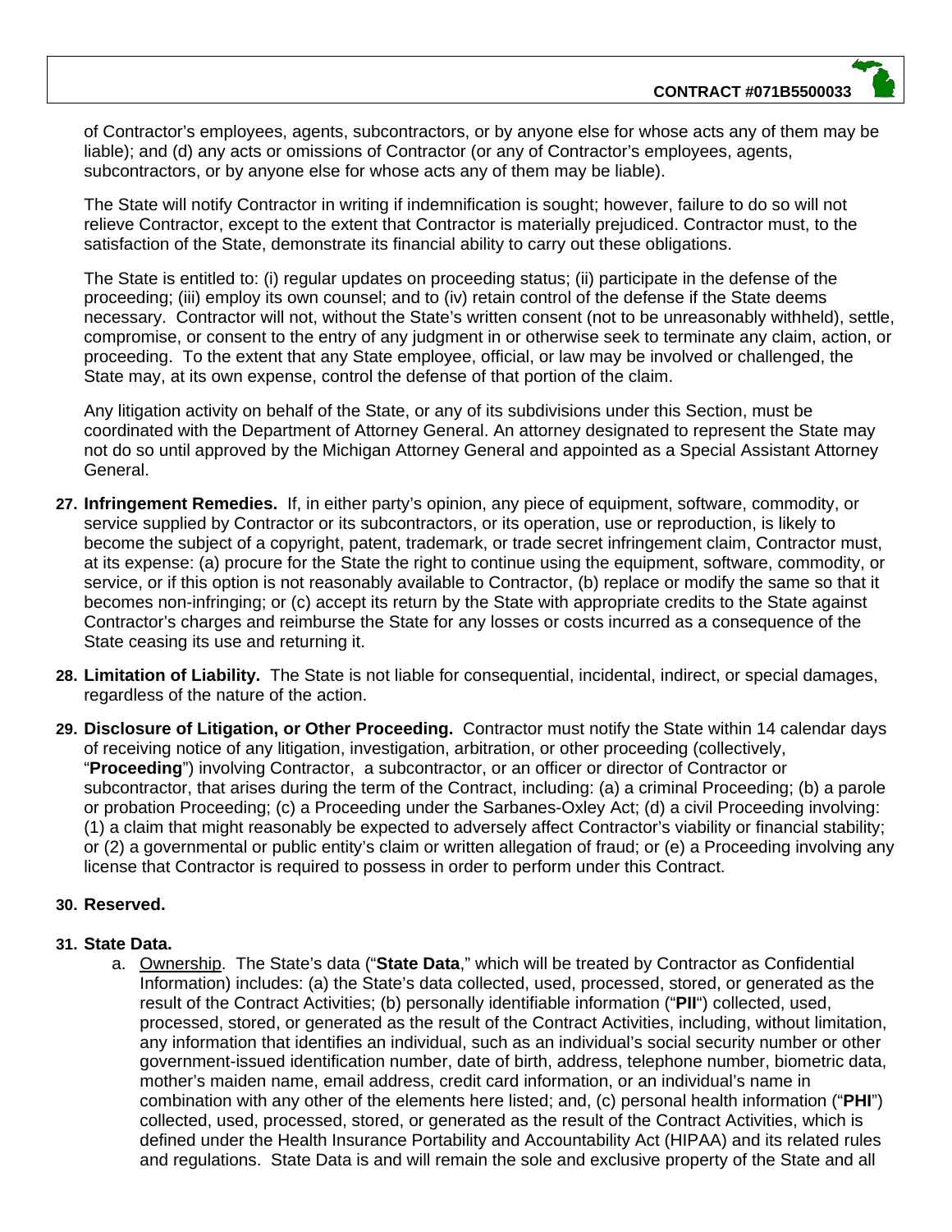of Contractor's employees, agents, subcontractors, or by anyone else for whose acts any of them may be liable); and (d) any acts or omissions of Contractor (or any of Contractor's employees, agents, subcontractors, or by anyone else for whose acts any of them may be liable).

The State will notify Contractor in writing if indemnification is sought; however, failure to do so will not relieve Contractor, except to the extent that Contractor is materially prejudiced. Contractor must, to the satisfaction of the State, demonstrate its financial ability to carry out these obligations.

The State is entitled to: (i) regular updates on proceeding status; (ii) participate in the defense of the proceeding; (iii) employ its own counsel; and to (iv) retain control of the defense if the State deems necessary. Contractor will not, without the State's written consent (not to be unreasonably withheld), settle, compromise, or consent to the entry of any judgment in or otherwise seek to terminate any claim, action, or proceeding. To the extent that any State employee, official, or law may be involved or challenged, the State may, at its own expense, control the defense of that portion of the claim.

Any litigation activity on behalf of the State, or any of its subdivisions under this Section, must be coordinated with the Department of Attorney General. An attorney designated to represent the State may not do so until approved by the Michigan Attorney General and appointed as a Special Assistant Attorney General.

27. **Infringement Remedies.** If, in either party's opinion, any piece of equipment, software, commodity, or service supplied by Contractor or its subcontractors, or its operation, use or reproduction, is likely to become the subject of a copyright, patent, trademark, or trade secret infringement claim, Contractor must, at its expense: (a) procure for the State the right to continue using the equipment, software, commodity, or service, or if this option is not reasonably available to Contractor, (b) replace or modify the same so that it becomes non-infringing; or (c) accept its return by the State with appropriate credits to the State against Contractor's charges and reimburse the State for any losses or costs incurred as a consequence of the State ceasing its use and returning it.

28. **Limitation of Liability.** The State is not liable for consequential, incidental, indirect, or special damages, regardless of the nature of the action.

29. **Disclosure of Litigation, or Other Proceeding.** Contractor must notify the State within 14 calendar days of receiving notice of any litigation, investigation, arbitration, or other proceeding (collectively, "**Proceeding**") involving Contractor, a subcontractor, or an officer or director of Contractor or subcontractor, that arises during the term of the Contract, including: (a) a criminal Proceeding; (b) a parole or probation Proceeding; (c) a Proceeding under the Sarbanes-Oxley Act; (d) a civil Proceeding involving: (1) a claim that might reasonably be expected to adversely affect Contractor's viability or financial stability; or (2) a governmental or public entity's claim or written allegation of fraud; or (e) a Proceeding involving any license that Contractor is required to possess in order to perform under this Contract.

30. **Reserved.**

31. **State Data.**
    a. Ownership. The State's data ("**State Data**," which will be treated by Contractor as Confidential Information) includes: (a) the State's data collected, used, processed, stored, or generated as the result of the Contract Activities; (b) personally identifiable information ("**PII**") collected, used, processed, stored, or generated as the result of the Contract Activities, including, without limitation, any information that identifies an individual, such as an individual's social security number or other government-issued identification number, date of birth, address, telephone number, biometric data, mother's maiden name, email address, credit card information, or an individual's name in combination with any other of the elements here listed; and, (c) personal health information ("**PHI**") collected, used, processed, stored, or generated as the result of the Contract Activities, which is defined under the Health Insurance Portability and Accountability Act (HIPAA) and its related rules and regulations. State Data is and will remain the sole and exclusive property of the State and all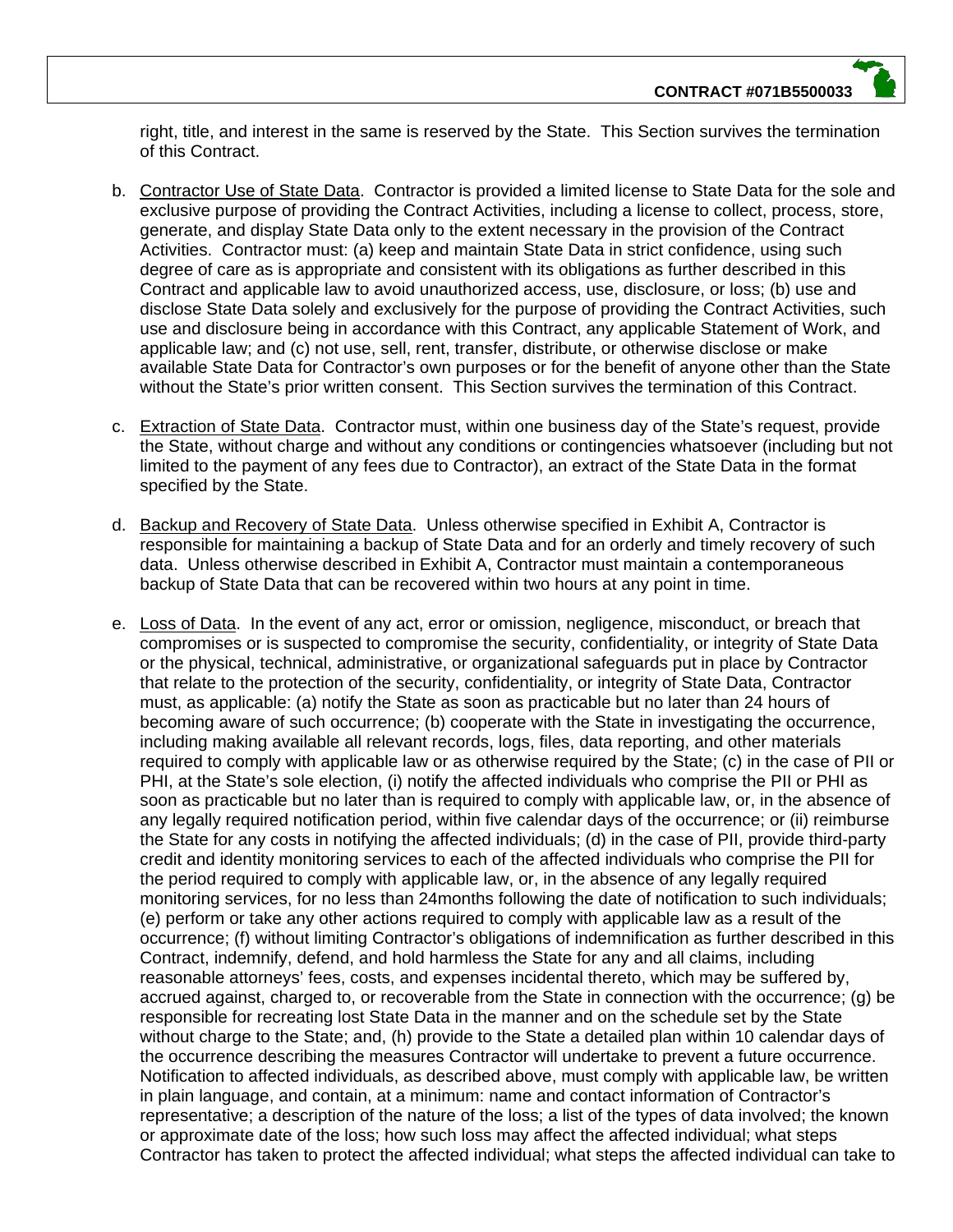right, title, and interest in the same is reserved by the State. This Section survives the termination of this Contract.

b. Contractor Use of State Data. Contractor is provided a limited license to State Data for the sole and exclusive purpose of providing the Contract Activities, including a license to collect, process, store, generate, and display State Data only to the extent necessary in the provision of the Contract Activities. Contractor must: (a) keep and maintain State Data in strict confidence, using such degree of care as is appropriate and consistent with its obligations as further described in this Contract and applicable law to avoid unauthorized access, use, disclosure, or loss; (b) use and disclose State Data solely and exclusively for the purpose of providing the Contract Activities, such use and disclosure being in accordance with this Contract, any applicable Statement of Work, and applicable law; and (c) not use, sell, rent, transfer, distribute, or otherwise disclose or make available State Data for Contractor's own purposes or for the benefit of anyone other than the State without the State's prior written consent. This Section survives the termination of this Contract.

c. Extraction of State Data. Contractor must, within one business day of the State's request, provide the State, without charge and without any conditions or contingencies whatsoever (including but not limited to the payment of any fees due to Contractor), an extract of the State Data in the format specified by the State.

d. Backup and Recovery of State Data. Unless otherwise specified in Exhibit A, Contractor is responsible for maintaining a backup of State Data and for an orderly and timely recovery of such data. Unless otherwise described in Exhibit A, Contractor must maintain a contemporaneous backup of State Data that can be recovered within two hours at any point in time.

e. Loss of Data. In the event of any act, error or omission, negligence, misconduct, or breach that compromises or is suspected to compromise the security, confidentiality, or integrity of State Data or the physical, technical, administrative, or organizational safeguards put in place by Contractor that relate to the protection of the security, confidentiality, or integrity of State Data, Contractor must, as applicable: (a) notify the State as soon as practicable but no later than 24 hours of becoming aware of such occurrence; (b) cooperate with the State in investigating the occurrence, including making available all relevant records, logs, files, data reporting, and other materials required to comply with applicable law or as otherwise required by the State; (c) in the case of PII or PHI, at the State's sole election, (i) notify the affected individuals who comprise the PII or PHI as soon as practicable but no later than is required to comply with applicable law, or, in the absence of any legally required notification period, within five calendar days of the occurrence; or (ii) reimburse the State for any costs in notifying the affected individuals; (d) in the case of PII, provide third-party credit and identity monitoring services to each of the affected individuals who comprise the PII for the period required to comply with applicable law, or, in the absence of any legally required monitoring services, for no less than 24months following the date of notification to such individuals; (e) perform or take any other actions required to comply with applicable law as a result of the occurrence; (f) without limiting Contractor's obligations of indemnification as further described in this Contract, indemnify, defend, and hold harmless the State for any and all claims, including reasonable attorneys' fees, costs, and expenses incidental thereto, which may be suffered by, accrued against, charged to, or recoverable from the State in connection with the occurrence; (g) be responsible for recreating lost State Data in the manner and on the schedule set by the State without charge to the State; and, (h) provide to the State a detailed plan within 10 calendar days of the occurrence describing the measures Contractor will undertake to prevent a future occurrence. Notification to affected individuals, as described above, must comply with applicable law, be written in plain language, and contain, at a minimum: name and contact information of Contractor's representative; a description of the nature of the loss; a list of the types of data involved; the known or approximate date of the loss; how such loss may affect the affected individual; what steps Contractor has taken to protect the affected individual; what steps the affected individual can take to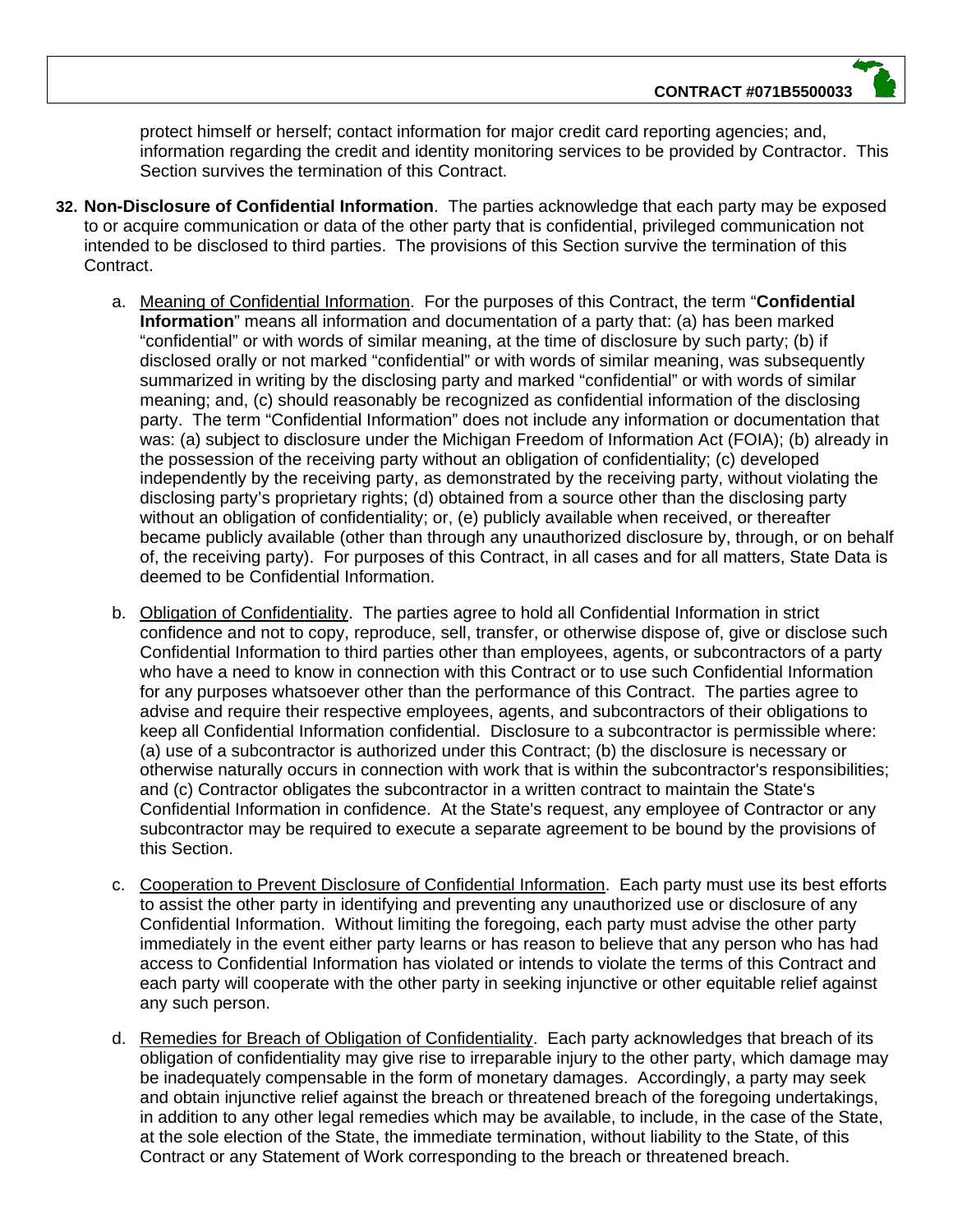protect himself or herself; contact information for major credit card reporting agencies; and, information regarding the credit and identity monitoring services to be provided by Contractor. This Section survives the termination of this Contract.

32. **Non-Disclosure of Confidential Information**. The parties acknowledge that each party may be exposed to or acquire communication or data of the other party that is confidential, privileged communication not intended to be disclosed to third parties. The provisions of this Section survive the termination of this Contract.

   a. Meaning of Confidential Information. For the purposes of this Contract, the term "**Confidential Information**" means all information and documentation of a party that: (a) has been marked "confidential" or with words of similar meaning, at the time of disclosure by such party; (b) if disclosed orally or not marked "confidential" or with words of similar meaning, was subsequently summarized in writing by the disclosing party and marked "confidential" or with words of similar meaning; and, (c) should reasonably be recognized as confidential information of the disclosing party. The term "Confidential Information" does not include any information or documentation that was: (a) subject to disclosure under the Michigan Freedom of Information Act (FOIA); (b) already in the possession of the receiving party without an obligation of confidentiality; (c) developed independently by the receiving party, as demonstrated by the receiving party, without violating the disclosing party's proprietary rights; (d) obtained from a source other than the disclosing party without an obligation of confidentiality; or, (e) publicly available when received, or thereafter became publicly available (other than through any unauthorized disclosure by, through, or on behalf of, the receiving party). For purposes of this Contract, in all cases and for all matters, State Data is deemed to be Confidential Information.

   b. Obligation of Confidentiality. The parties agree to hold all Confidential Information in strict confidence and not to copy, reproduce, sell, transfer, or otherwise dispose of, give or disclose such Confidential Information to third parties other than employees, agents, or subcontractors of a party who have a need to know in connection with this Contract or to use such Confidential Information for any purposes whatsoever other than the performance of this Contract. The parties agree to advise and require their respective employees, agents, and subcontractors of their obligations to keep all Confidential Information confidential. Disclosure to a subcontractor is permissible where: (a) use of a subcontractor is authorized under this Contract; (b) the disclosure is necessary or otherwise naturally occurs in connection with work that is within the subcontractor's responsibilities; and (c) Contractor obligates the subcontractor in a written contract to maintain the State's Confidential Information in confidence. At the State's request, any employee of Contractor or any subcontractor may be required to execute a separate agreement to be bound by the provisions of this Section.

   c. Cooperation to Prevent Disclosure of Confidential Information. Each party must use its best efforts to assist the other party in identifying and preventing any unauthorized use or disclosure of any Confidential Information. Without limiting the foregoing, each party must advise the other party immediately in the event either party learns or has reason to believe that any person who has had access to Confidential Information has violated or intends to violate the terms of this Contract and each party will cooperate with the other party in seeking injunctive or other equitable relief against any such person.

   d. Remedies for Breach of Obligation of Confidentiality. Each party acknowledges that breach of its obligation of confidentiality may give rise to irreparable injury to the other party, which damage may be inadequately compensable in the form of monetary damages. Accordingly, a party may seek and obtain injunctive relief against the breach or threatened breach of the foregoing undertakings, in addition to any other legal remedies which may be available, to include, in the case of the State, at the sole election of the State, the immediate termination, without liability to the State, of this Contract or any Statement of Work corresponding to the breach or threatened breach.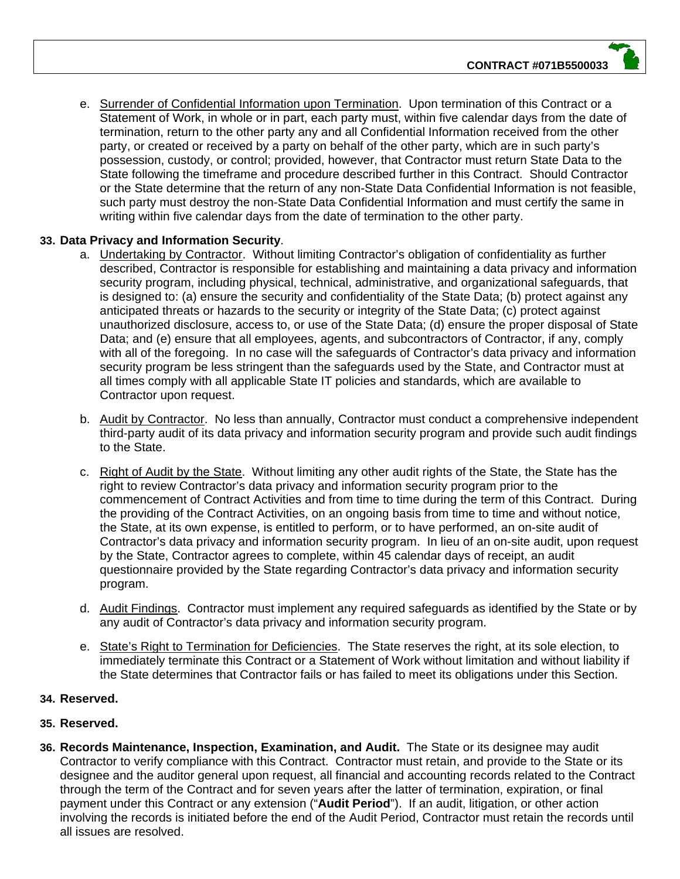e. Surrender of Confidential Information upon Termination. Upon termination of this Contract or a Statement of Work, in whole or in part, each party must, within five calendar days from the date of termination, return to the other party any and all Confidential Information received from the other party, or created or received by a party on behalf of the other party, which are in such party's possession, custody, or control; provided, however, that Contractor must return State Data to the State following the timeframe and procedure described further in this Contract. Should Contractor or the State determine that the return of any non-State Data Confidential Information is not feasible, such party must destroy the non-State Data Confidential Information and must certify the same in writing within five calendar days from the date of termination to the other party.

**33. Data Privacy and Information Security**.

a. Undertaking by Contractor. Without limiting Contractor's obligation of confidentiality as further described, Contractor is responsible for establishing and maintaining a data privacy and information security program, including physical, technical, administrative, and organizational safeguards, that is designed to: (a) ensure the security and confidentiality of the State Data; (b) protect against any anticipated threats or hazards to the security or integrity of the State Data; (c) protect against unauthorized disclosure, access to, or use of the State Data; (d) ensure the proper disposal of State Data; and (e) ensure that all employees, agents, and subcontractors of Contractor, if any, comply with all of the foregoing. In no case will the safeguards of Contractor's data privacy and information security program be less stringent than the safeguards used by the State, and Contractor must at all times comply with all applicable State IT policies and standards, which are available to Contractor upon request.

b. Audit by Contractor. No less than annually, Contractor must conduct a comprehensive independent third-party audit of its data privacy and information security program and provide such audit findings to the State.

c. Right of Audit by the State. Without limiting any other audit rights of the State, the State has the right to review Contractor's data privacy and information security program prior to the commencement of Contract Activities and from time to time during the term of this Contract. During the providing of the Contract Activities, on an ongoing basis from time to time and without notice, the State, at its own expense, is entitled to perform, or to have performed, an on-site audit of Contractor's data privacy and information security program. In lieu of an on-site audit, upon request by the State, Contractor agrees to complete, within 45 calendar days of receipt, an audit questionnaire provided by the State regarding Contractor's data privacy and information security program.

d. Audit Findings. Contractor must implement any required safeguards as identified by the State or by any audit of Contractor's data privacy and information security program.

e. State's Right to Termination for Deficiencies. The State reserves the right, at its sole election, to immediately terminate this Contract or a Statement of Work without limitation and without liability if the State determines that Contractor fails or has failed to meet its obligations under this Section.

**34. Reserved.**

**35. Reserved.**

**36. Records Maintenance, Inspection, Examination, and Audit.** The State or its designee may audit Contractor to verify compliance with this Contract. Contractor must retain, and provide to the State or its designee and the auditor general upon request, all financial and accounting records related to the Contract through the term of the Contract and for seven years after the latter of termination, expiration, or final payment under this Contract or any extension ("**Audit Period**"). If an audit, litigation, or other action involving the records is initiated before the end of the Audit Period, Contractor must retain the records until all issues are resolved.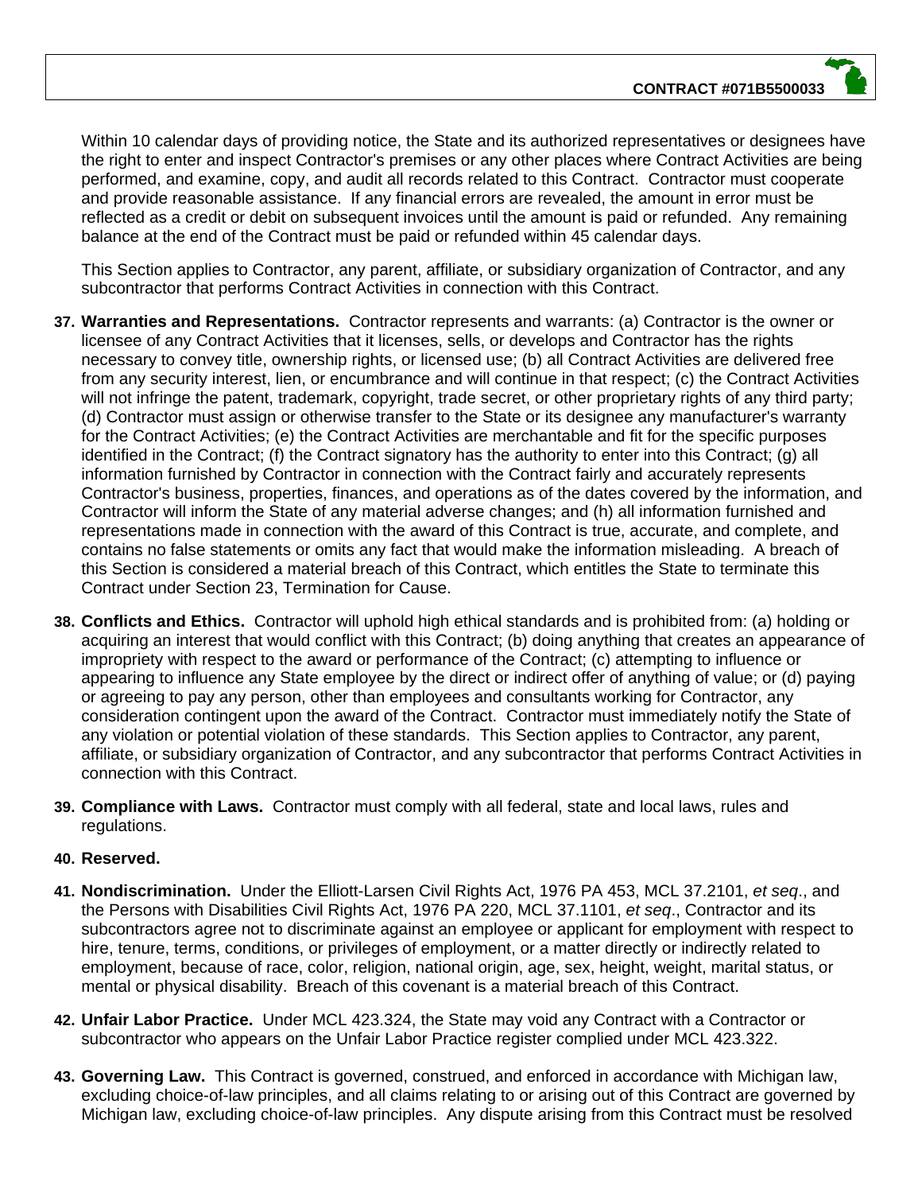Within 10 calendar days of providing notice, the State and its authorized representatives or designees have the right to enter and inspect Contractor's premises or any other places where Contract Activities are being performed, and examine, copy, and audit all records related to this Contract. Contractor must cooperate and provide reasonable assistance. If any financial errors are revealed, the amount in error must be reflected as a credit or debit on subsequent invoices until the amount is paid or refunded. Any remaining balance at the end of the Contract must be paid or refunded within 45 calendar days.

This Section applies to Contractor, any parent, affiliate, or subsidiary organization of Contractor, and any subcontractor that performs Contract Activities in connection with this Contract.

37. **Warranties and Representations.** Contractor represents and warrants: (a) Contractor is the owner or licensee of any Contract Activities that it licenses, sells, or develops and Contractor has the rights necessary to convey title, ownership rights, or licensed use; (b) all Contract Activities are delivered free from any security interest, lien, or encumbrance and will continue in that respect; (c) the Contract Activities will not infringe the patent, trademark, copyright, trade secret, or other proprietary rights of any third party; (d) Contractor must assign or otherwise transfer to the State or its designee any manufacturer's warranty for the Contract Activities; (e) the Contract Activities are merchantable and fit for the specific purposes identified in the Contract; (f) the Contract signatory has the authority to enter into this Contract; (g) all information furnished by Contractor in connection with the Contract fairly and accurately represents Contractor's business, properties, finances, and operations as of the dates covered by the information, and Contractor will inform the State of any material adverse changes; and (h) all information furnished and representations made in connection with the award of this Contract is true, accurate, and complete, and contains no false statements or omits any fact that would make the information misleading. A breach of this Section is considered a material breach of this Contract, which entitles the State to terminate this Contract under Section 23, Termination for Cause.

38. **Conflicts and Ethics.** Contractor will uphold high ethical standards and is prohibited from: (a) holding or acquiring an interest that would conflict with this Contract; (b) doing anything that creates an appearance of impropriety with respect to the award or performance of the Contract; (c) attempting to influence or appearing to influence any State employee by the direct or indirect offer of anything of value; or (d) paying or agreeing to pay any person, other than employees and consultants working for Contractor, any consideration contingent upon the award of the Contract. Contractor must immediately notify the State of any violation or potential violation of these standards. This Section applies to Contractor, any parent, affiliate, or subsidiary organization of Contractor, and any subcontractor that performs Contract Activities in connection with this Contract.

39. **Compliance with Laws.** Contractor must comply with all federal, state and local laws, rules and regulations.

40. **Reserved.**

41. **Nondiscrimination.** Under the Elliott-Larsen Civil Rights Act, 1976 PA 453, MCL 37.2101, *et seq*., and the Persons with Disabilities Civil Rights Act, 1976 PA 220, MCL 37.1101, *et seq*., Contractor and its subcontractors agree not to discriminate against an employee or applicant for employment with respect to hire, tenure, terms, conditions, or privileges of employment, or a matter directly or indirectly related to employment, because of race, color, religion, national origin, age, sex, height, weight, marital status, or mental or physical disability. Breach of this covenant is a material breach of this Contract.

42. **Unfair Labor Practice.** Under MCL 423.324, the State may void any Contract with a Contractor or subcontractor who appears on the Unfair Labor Practice register complied under MCL 423.322.

43. **Governing Law.** This Contract is governed, construed, and enforced in accordance with Michigan law, excluding choice-of-law principles, and all claims relating to or arising out of this Contract are governed by Michigan law, excluding choice-of-law principles. Any dispute arising from this Contract must be resolved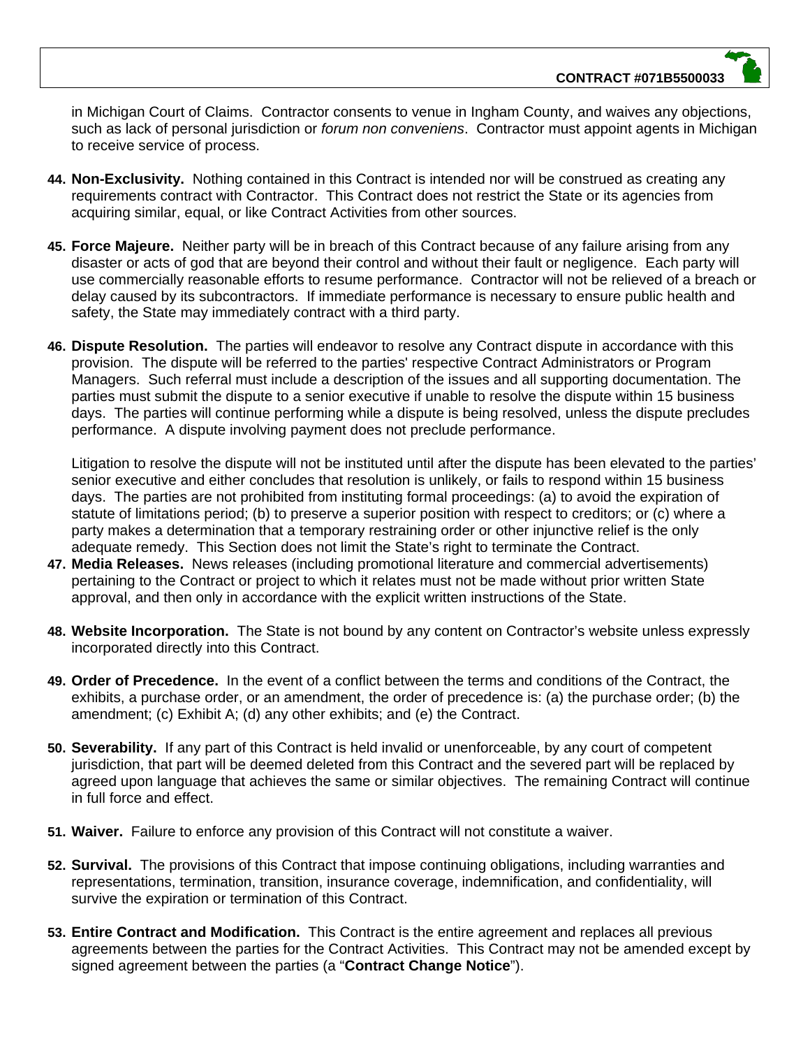in Michigan Court of Claims. Contractor consents to venue in Ingham County, and waives any objections, such as lack of personal jurisdiction or *forum non conveniens*. Contractor must appoint agents in Michigan to receive service of process.

44. **Non-Exclusivity.** Nothing contained in this Contract is intended nor will be construed as creating any requirements contract with Contractor. This Contract does not restrict the State or its agencies from acquiring similar, equal, or like Contract Activities from other sources.

45. **Force Majeure.** Neither party will be in breach of this Contract because of any failure arising from any disaster or acts of god that are beyond their control and without their fault or negligence. Each party will use commercially reasonable efforts to resume performance. Contractor will not be relieved of a breach or delay caused by its subcontractors. If immediate performance is necessary to ensure public health and safety, the State may immediately contract with a third party.

46. **Dispute Resolution.** The parties will endeavor to resolve any Contract dispute in accordance with this provision. The dispute will be referred to the parties' respective Contract Administrators or Program Managers. Such referral must include a description of the issues and all supporting documentation. The parties must submit the dispute to a senior executive if unable to resolve the dispute within 15 business days. The parties will continue performing while a dispute is being resolved, unless the dispute precludes performance. A dispute involving payment does not preclude performance.

    Litigation to resolve the dispute will not be instituted until after the dispute has been elevated to the parties' senior executive and either concludes that resolution is unlikely, or fails to respond within 15 business days. The parties are not prohibited from instituting formal proceedings: (a) to avoid the expiration of statute of limitations period; (b) to preserve a superior position with respect to creditors; or (c) where a party makes a determination that a temporary restraining order or other injunctive relief is the only adequate remedy. This Section does not limit the State's right to terminate the Contract.

47. **Media Releases.** News releases (including promotional literature and commercial advertisements) pertaining to the Contract or project to which it relates must not be made without prior written State approval, and then only in accordance with the explicit written instructions of the State.

48. **Website Incorporation.** The State is not bound by any content on Contractor's website unless expressly incorporated directly into this Contract.

49. **Order of Precedence.** In the event of a conflict between the terms and conditions of the Contract, the exhibits, a purchase order, or an amendment, the order of precedence is: (a) the purchase order; (b) the amendment; (c) Exhibit A; (d) any other exhibits; and (e) the Contract.

50. **Severability.** If any part of this Contract is held invalid or unenforceable, by any court of competent jurisdiction, that part will be deemed deleted from this Contract and the severed part will be replaced by agreed upon language that achieves the same or similar objectives. The remaining Contract will continue in full force and effect.

51. **Waiver.** Failure to enforce any provision of this Contract will not constitute a waiver.

52. **Survival.** The provisions of this Contract that impose continuing obligations, including warranties and representations, termination, transition, insurance coverage, indemnification, and confidentiality, will survive the expiration or termination of this Contract.

53. **Entire Contract and Modification.** This Contract is the entire agreement and replaces all previous agreements between the parties for the Contract Activities. This Contract may not be amended except by signed agreement between the parties (a "**Contract Change Notice**").